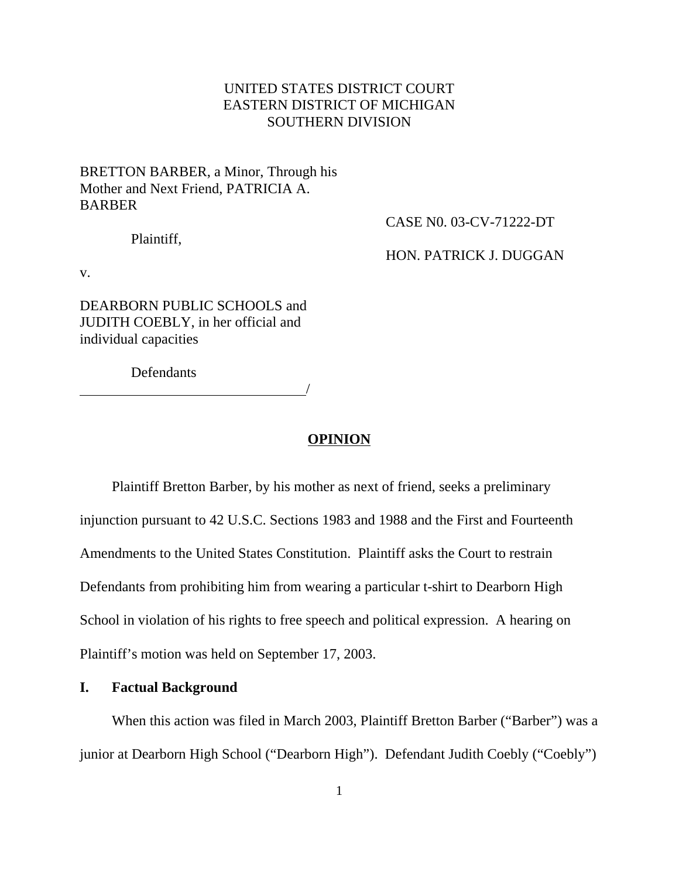UNITED STATES DISTRICT COURT
EASTERN DISTRICT OF MICHIGAN
SOUTHERN DIVISION

BRETTON BARBER, a Minor, Through his Mother and Next Friend, PATRICIA A. BARBER

Plaintiff,

CASE N0. 03-CV-71222-DT

HON. PATRICK J. DUGGAN

v.

DEARBORN PUBLIC SCHOOLS and JUDITH COEBLY, in her official and individual capacities

Defendants

_______________________________/

## OPINION

Plaintiff Bretton Barber, by his mother as next of friend, seeks a preliminary injunction pursuant to 42 U.S.C. Sections 1983 and 1988 and the First and Fourteenth Amendments to the United States Constitution. Plaintiff asks the Court to restrain Defendants from prohibiting him from wearing a particular t-shirt to Dearborn High School in violation of his rights to free speech and political expression. A hearing on Plaintiff's motion was held on September 17, 2003.

## I. Factual Background

When this action was filed in March 2003, Plaintiff Bretton Barber ("Barber") was a junior at Dearborn High School ("Dearborn High"). Defendant Judith Coebly ("Coebly")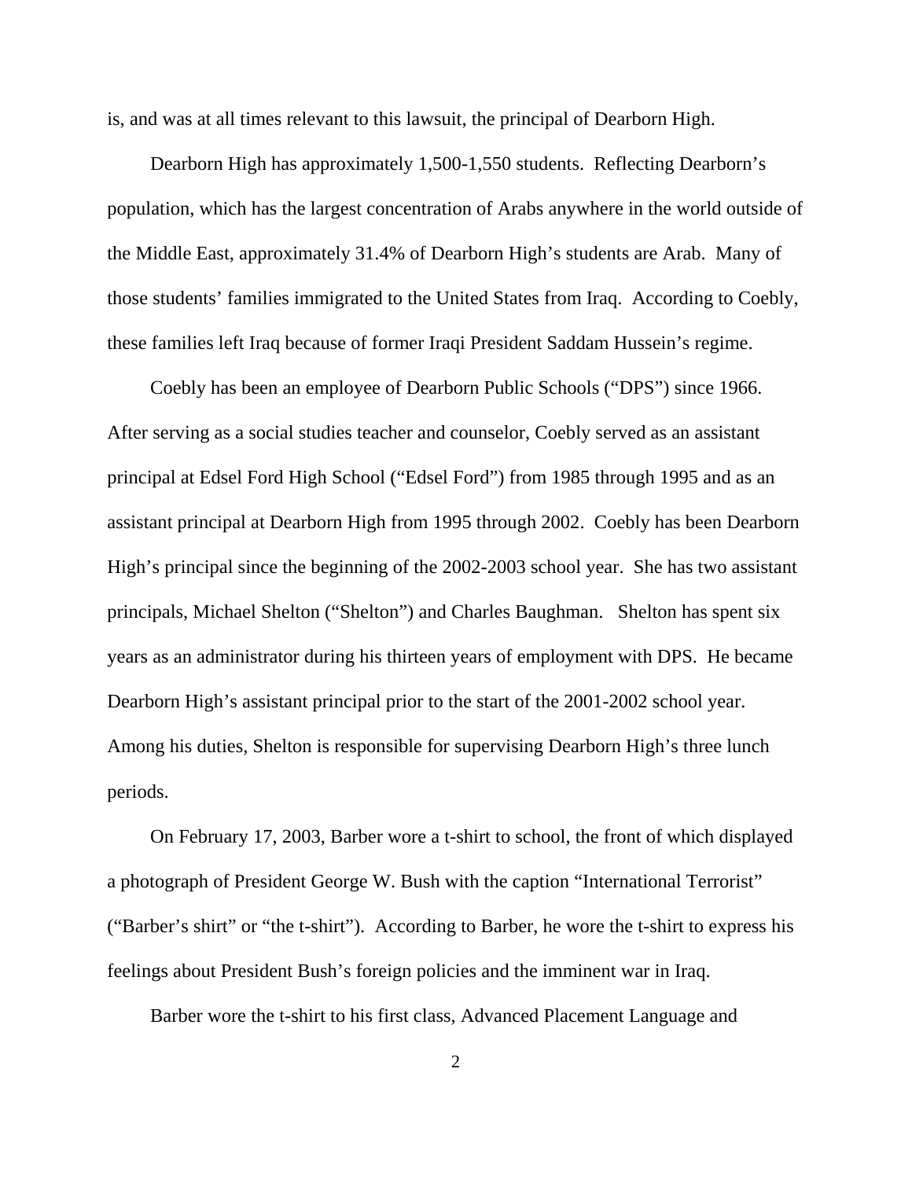is, and was at all times relevant to this lawsuit, the principal of Dearborn High.

Dearborn High has approximately 1,500-1,550 students. Reflecting Dearborn's population, which has the largest concentration of Arabs anywhere in the world outside of the Middle East, approximately 31.4% of Dearborn High's students are Arab. Many of those students' families immigrated to the United States from Iraq. According to Coebly, these families left Iraq because of former Iraqi President Saddam Hussein's regime.

Coebly has been an employee of Dearborn Public Schools ("DPS") since 1966. After serving as a social studies teacher and counselor, Coebly served as an assistant principal at Edsel Ford High School ("Edsel Ford") from 1985 through 1995 and as an assistant principal at Dearborn High from 1995 through 2002. Coebly has been Dearborn High's principal since the beginning of the 2002-2003 school year. She has two assistant principals, Michael Shelton ("Shelton") and Charles Baughman. Shelton has spent six years as an administrator during his thirteen years of employment with DPS. He became Dearborn High's assistant principal prior to the start of the 2001-2002 school year. Among his duties, Shelton is responsible for supervising Dearborn High's three lunch periods.

On February 17, 2003, Barber wore a t-shirt to school, the front of which displayed a photograph of President George W. Bush with the caption "International Terrorist" ("Barber's shirt" or "the t-shirt"). According to Barber, he wore the t-shirt to express his feelings about President Bush's foreign policies and the imminent war in Iraq.

Barber wore the t-shirt to his first class, Advanced Placement Language and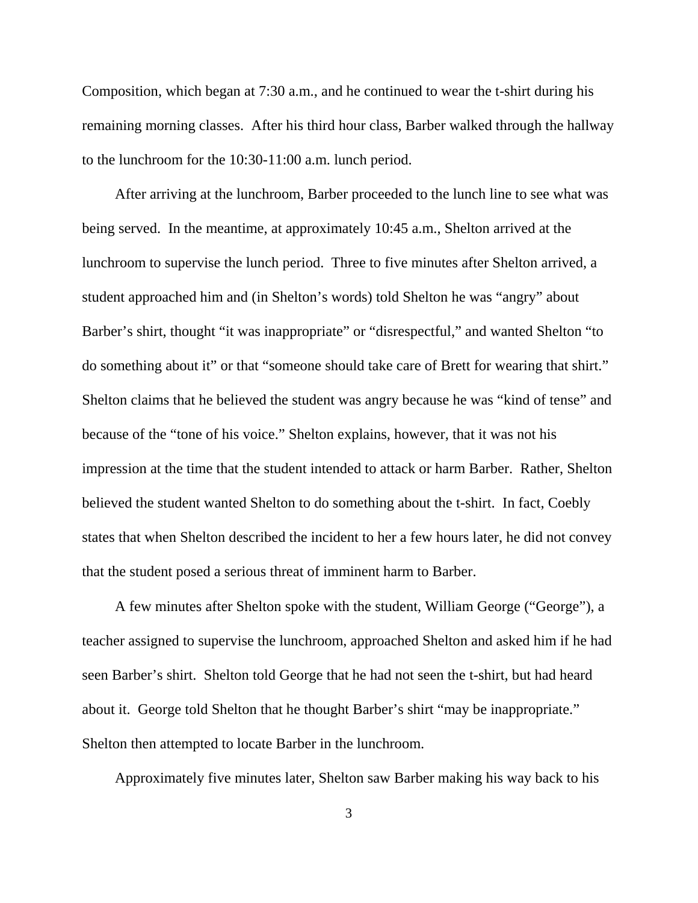Composition, which began at 7:30 a.m., and he continued to wear the t-shirt during his remaining morning classes. After his third hour class, Barber walked through the hallway to the lunchroom for the 10:30-11:00 a.m. lunch period.

After arriving at the lunchroom, Barber proceeded to the lunch line to see what was being served. In the meantime, at approximately 10:45 a.m., Shelton arrived at the lunchroom to supervise the lunch period. Three to five minutes after Shelton arrived, a student approached him and (in Shelton's words) told Shelton he was "angry" about Barber's shirt, thought "it was inappropriate" or "disrespectful," and wanted Shelton "to do something about it" or that "someone should take care of Brett for wearing that shirt." Shelton claims that he believed the student was angry because he was "kind of tense" and because of the "tone of his voice." Shelton explains, however, that it was not his impression at the time that the student intended to attack or harm Barber. Rather, Shelton believed the student wanted Shelton to do something about the t-shirt. In fact, Coebly states that when Shelton described the incident to her a few hours later, he did not convey that the student posed a serious threat of imminent harm to Barber.

A few minutes after Shelton spoke with the student, William George ("George"), a teacher assigned to supervise the lunchroom, approached Shelton and asked him if he had seen Barber's shirt. Shelton told George that he had not seen the t-shirt, but had heard about it. George told Shelton that he thought Barber's shirt "may be inappropriate." Shelton then attempted to locate Barber in the lunchroom.

Approximately five minutes later, Shelton saw Barber making his way back to his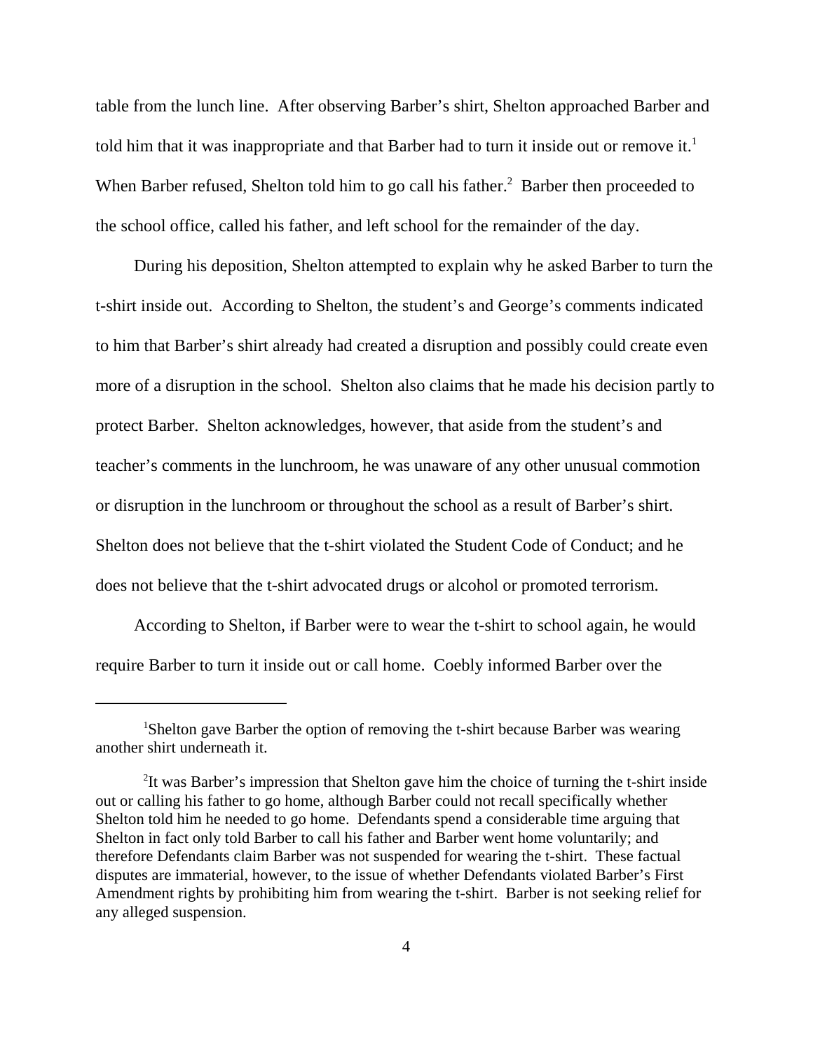table from the lunch line. After observing Barber's shirt, Shelton approached Barber and told him that it was inappropriate and that Barber had to turn it inside out or remove it.[1] When Barber refused, Shelton told him to go call his father.[2] Barber then proceeded to the school office, called his father, and left school for the remainder of the day.

During his deposition, Shelton attempted to explain why he asked Barber to turn the t-shirt inside out. According to Shelton, the student's and George's comments indicated to him that Barber's shirt already had created a disruption and possibly could create even more of a disruption in the school. Shelton also claims that he made his decision partly to protect Barber. Shelton acknowledges, however, that aside from the student's and teacher's comments in the lunchroom, he was unaware of any other unusual commotion or disruption in the lunchroom or throughout the school as a result of Barber's shirt. Shelton does not believe that the t-shirt violated the Student Code of Conduct; and he does not believe that the t-shirt advocated drugs or alcohol or promoted terrorism.

According to Shelton, if Barber were to wear the t-shirt to school again, he would require Barber to turn it inside out or call home. Coebly informed Barber over the

---

[1]Shelton gave Barber the option of removing the t-shirt because Barber was wearing another shirt underneath it.

[2]It was Barber's impression that Shelton gave him the choice of turning the t-shirt inside out or calling his father to go home, although Barber could not recall specifically whether Shelton told him he needed to go home. Defendants spend a considerable time arguing that Shelton in fact only told Barber to call his father and Barber went home voluntarily; and therefore Defendants claim Barber was not suspended for wearing the t-shirt. These factual disputes are immaterial, however, to the issue of whether Defendants violated Barber's First Amendment rights by prohibiting him from wearing the t-shirt. Barber is not seeking relief for any alleged suspension.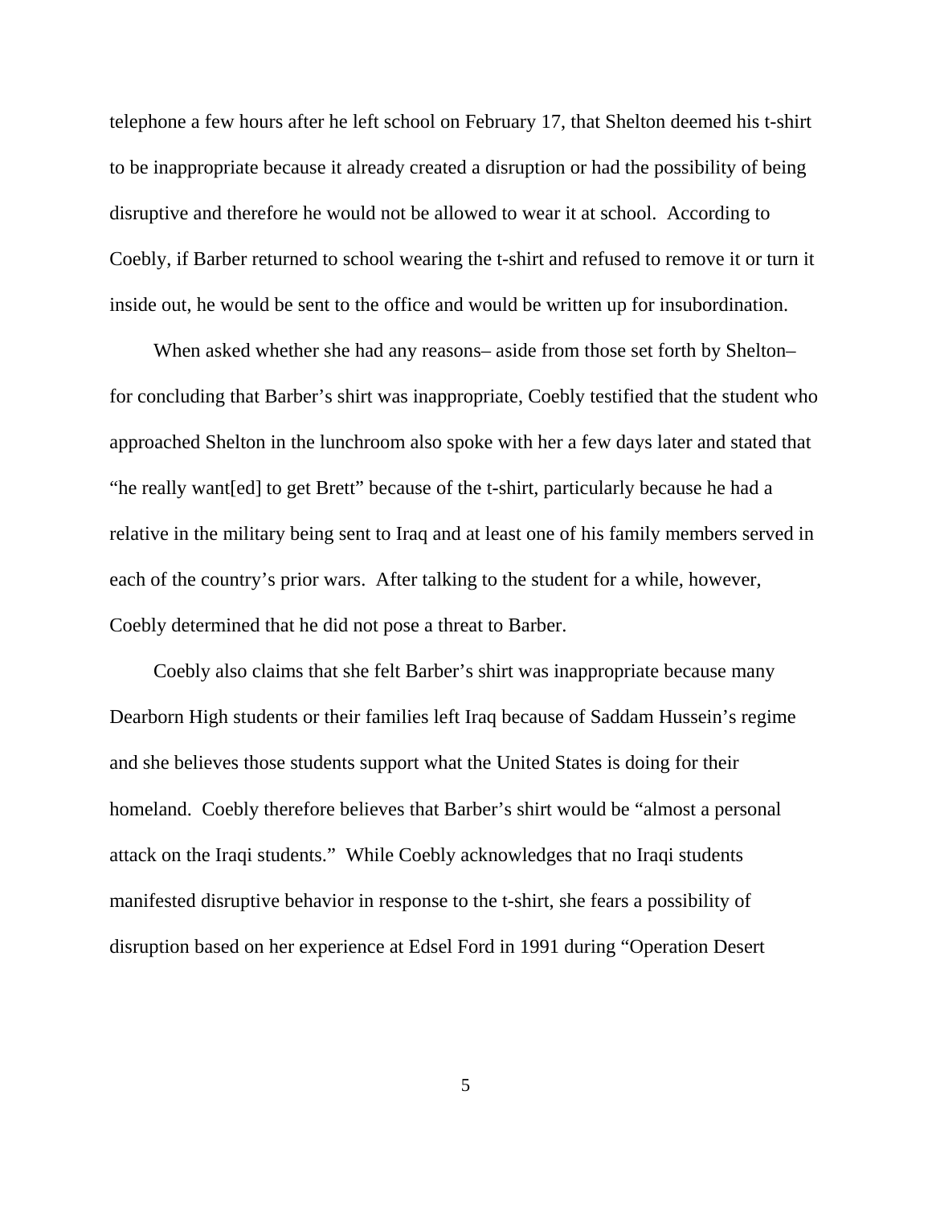telephone a few hours after he left school on February 17, that Shelton deemed his t-shirt to be inappropriate because it already created a disruption or had the possibility of being disruptive and therefore he would not be allowed to wear it at school. According to Coebly, if Barber returned to school wearing the t-shirt and refused to remove it or turn it inside out, he would be sent to the office and would be written up for insubordination.

When asked whether she had any reasons– aside from those set forth by Shelton– for concluding that Barber's shirt was inappropriate, Coebly testified that the student who approached Shelton in the lunchroom also spoke with her a few days later and stated that "he really want[ed] to get Brett" because of the t-shirt, particularly because he had a relative in the military being sent to Iraq and at least one of his family members served in each of the country's prior wars. After talking to the student for a while, however, Coebly determined that he did not pose a threat to Barber.

Coebly also claims that she felt Barber's shirt was inappropriate because many Dearborn High students or their families left Iraq because of Saddam Hussein's regime and she believes those students support what the United States is doing for their homeland. Coebly therefore believes that Barber's shirt would be "almost a personal attack on the Iraqi students." While Coebly acknowledges that no Iraqi students manifested disruptive behavior in response to the t-shirt, she fears a possibility of disruption based on her experience at Edsel Ford in 1991 during "Operation Desert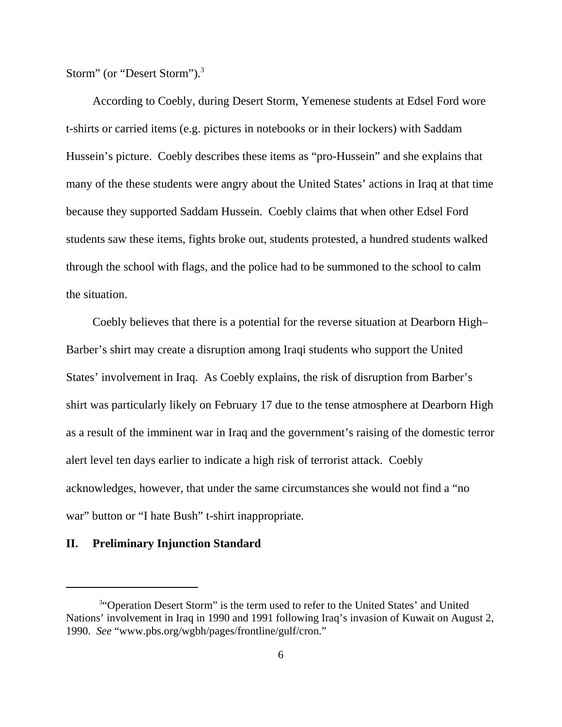Storm" (or "Desert Storm").[3]

According to Coebly, during Desert Storm, Yemenese students at Edsel Ford wore t-shirts or carried items (e.g. pictures in notebooks or in their lockers) with Saddam Hussein's picture. Coebly describes these items as "pro-Hussein" and she explains that many of the these students were angry about the United States' actions in Iraq at that time because they supported Saddam Hussein. Coebly claims that when other Edsel Ford students saw these items, fights broke out, students protested, a hundred students walked through the school with flags, and the police had to be summoned to the school to calm the situation.

Coebly believes that there is a potential for the reverse situation at Dearborn High– Barber's shirt may create a disruption among Iraqi students who support the United States' involvement in Iraq. As Coebly explains, the risk of disruption from Barber's shirt was particularly likely on February 17 due to the tense atmosphere at Dearborn High as a result of the imminent war in Iraq and the government's raising of the domestic terror alert level ten days earlier to indicate a high risk of terrorist attack. Coebly acknowledges, however, that under the same circumstances she would not find a "no war" button or "I hate Bush" t-shirt inappropriate.

## II. Preliminary Injunction Standard

---

[3]"Operation Desert Storm" is the term used to refer to the United States' and United Nations' involvement in Iraq in 1990 and 1991 following Iraq's invasion of Kuwait on August 2, 1990. *See* "www.pbs.org/wgbh/pages/frontline/gulf/cron."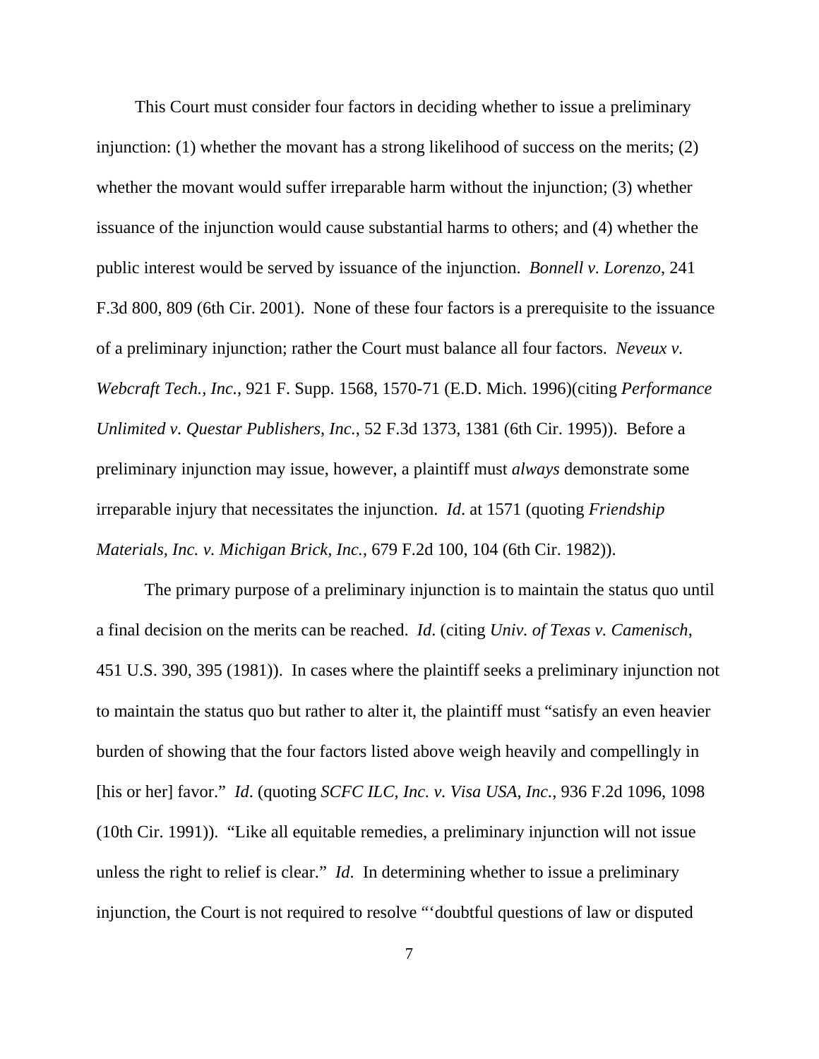This Court must consider four factors in deciding whether to issue a preliminary injunction: (1) whether the movant has a strong likelihood of success on the merits; (2) whether the movant would suffer irreparable harm without the injunction; (3) whether issuance of the injunction would cause substantial harms to others; and (4) whether the public interest would be served by issuance of the injunction. *Bonnell v. Lorenzo*, 241 F.3d 800, 809 (6th Cir. 2001). None of these four factors is a prerequisite to the issuance of a preliminary injunction; rather the Court must balance all four factors. *Neveux v. Webcraft Tech., Inc.*, 921 F. Supp. 1568, 1570-71 (E.D. Mich. 1996)(citing *Performance Unlimited v. Questar Publishers, Inc.*, 52 F.3d 1373, 1381 (6th Cir. 1995)). Before a preliminary injunction may issue, however, a plaintiff must *always* demonstrate some irreparable injury that necessitates the injunction. *Id*. at 1571 (quoting *Friendship Materials, Inc. v. Michigan Brick, Inc.*, 679 F.2d 100, 104 (6th Cir. 1982)).

The primary purpose of a preliminary injunction is to maintain the status quo until a final decision on the merits can be reached. *Id*. (citing *Univ. of Texas v. Camenisch*, 451 U.S. 390, 395 (1981)). In cases where the plaintiff seeks a preliminary injunction not to maintain the status quo but rather to alter it, the plaintiff must "satisfy an even heavier burden of showing that the four factors listed above weigh heavily and compellingly in [his or her] favor." *Id*. (quoting *SCFC ILC, Inc. v. Visa USA, Inc.*, 936 F.2d 1096, 1098 (10th Cir. 1991)). "Like all equitable remedies, a preliminary injunction will not issue unless the right to relief is clear." *Id*. In determining whether to issue a preliminary injunction, the Court is not required to resolve "'doubtful questions of law or disputed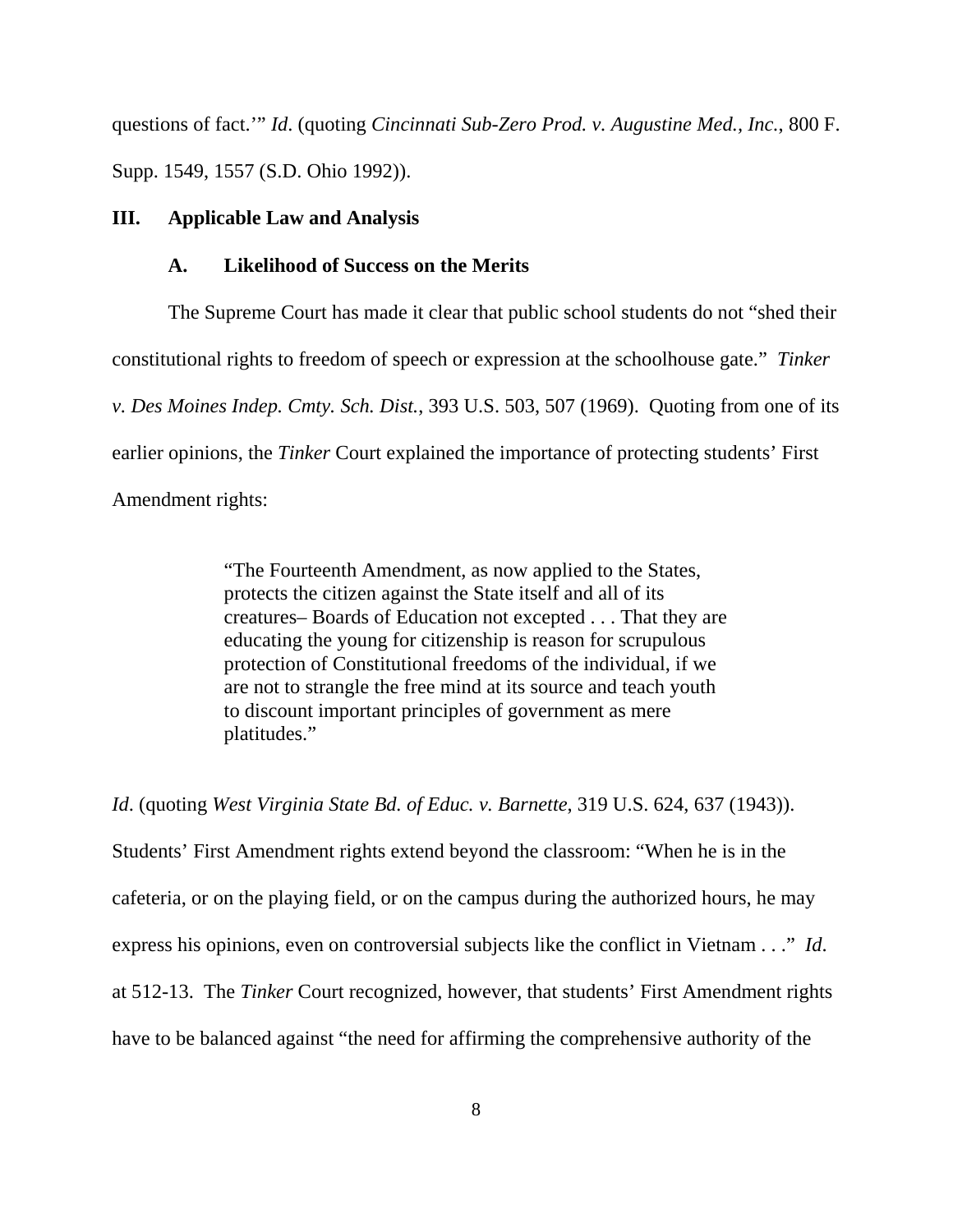questions of fact.'" *Id*. (quoting *Cincinnati Sub-Zero Prod. v. Augustine Med., Inc.*, 800 F. Supp. 1549, 1557 (S.D. Ohio 1992)).

## III. Applicable Law and Analysis

### A. Likelihood of Success on the Merits

The Supreme Court has made it clear that public school students do not "shed their constitutional rights to freedom of speech or expression at the schoolhouse gate." *Tinker v. Des Moines Indep. Cmty. Sch. Dist.*, 393 U.S. 503, 507 (1969). Quoting from one of its earlier opinions, the *Tinker* Court explained the importance of protecting students' First Amendment rights:

> "The Fourteenth Amendment, as now applied to the States, protects the citizen against the State itself and all of its creatures– Boards of Education not excepted . . . That they are educating the young for citizenship is reason for scrupulous protection of Constitutional freedoms of the individual, if we are not to strangle the free mind at its source and teach youth to discount important principles of government as mere platitudes."

*Id*. (quoting *West Virginia State Bd. of Educ. v. Barnette*, 319 U.S. 624, 637 (1943)). Students' First Amendment rights extend beyond the classroom: "When he is in the cafeteria, or on the playing field, or on the campus during the authorized hours, he may express his opinions, even on controversial subjects like the conflict in Vietnam . . ." *Id*. at 512-13. The *Tinker* Court recognized, however, that students' First Amendment rights have to be balanced against "the need for affirming the comprehensive authority of the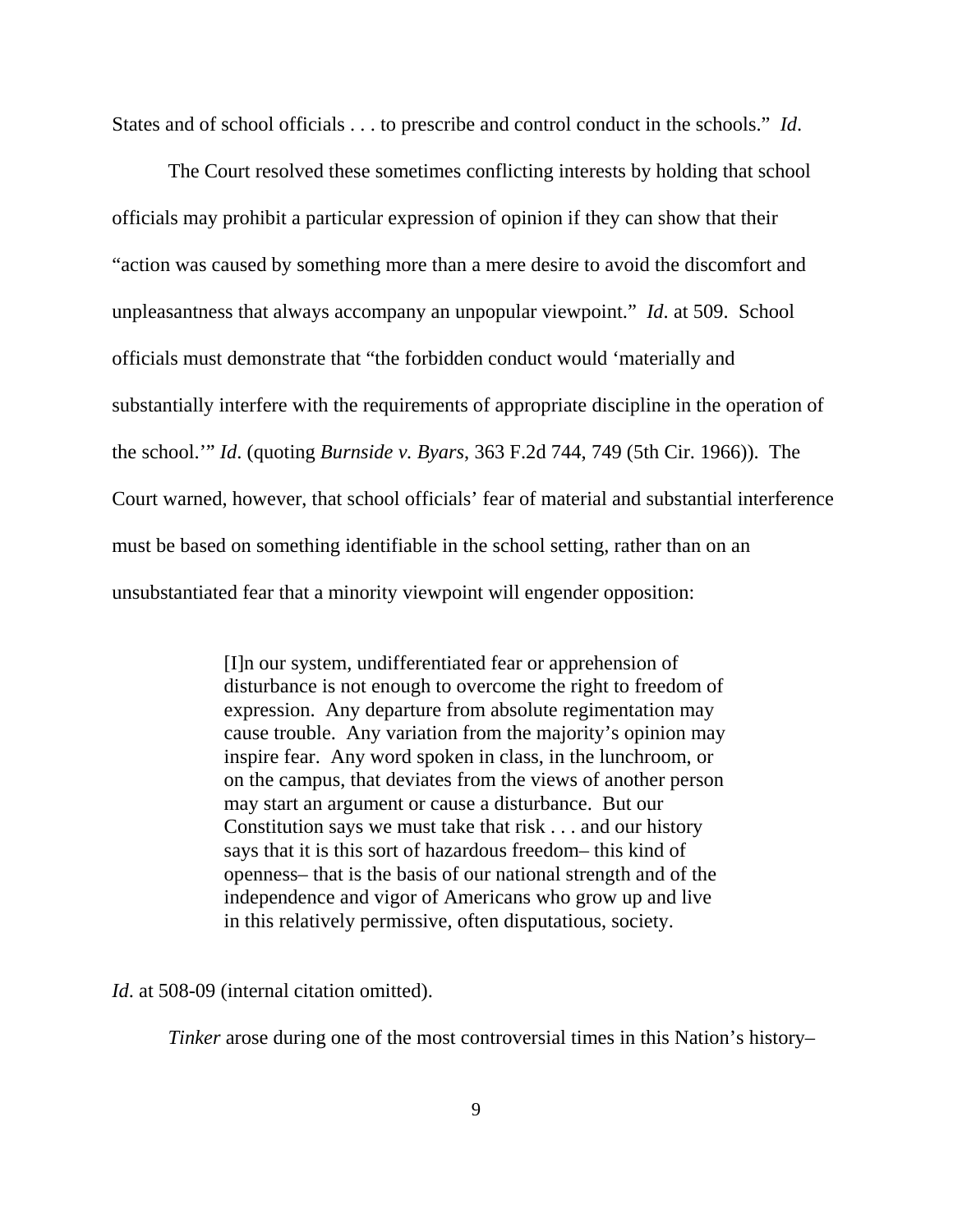States and of school officials . . . to prescribe and control conduct in the schools." *Id*.

The Court resolved these sometimes conflicting interests by holding that school officials may prohibit a particular expression of opinion if they can show that their "action was caused by something more than a mere desire to avoid the discomfort and unpleasantness that always accompany an unpopular viewpoint." *Id*. at 509. School officials must demonstrate that "the forbidden conduct would 'materially and substantially interfere with the requirements of appropriate discipline in the operation of the school.'" *Id*. (quoting *Burnside v. Byars*, 363 F.2d 744, 749 (5th Cir. 1966)). The Court warned, however, that school officials' fear of material and substantial interference must be based on something identifiable in the school setting, rather than on an unsubstantiated fear that a minority viewpoint will engender opposition:

> [I]n our system, undifferentiated fear or apprehension of disturbance is not enough to overcome the right to freedom of expression. Any departure from absolute regimentation may cause trouble. Any variation from the majority's opinion may inspire fear. Any word spoken in class, in the lunchroom, or on the campus, that deviates from the views of another person may start an argument or cause a disturbance. But our Constitution says we must take that risk . . . and our history says that it is this sort of hazardous freedom– this kind of openness– that is the basis of our national strength and of the independence and vigor of Americans who grow up and live in this relatively permissive, often disputatious, society.

*Id*. at 508-09 (internal citation omitted).

*Tinker* arose during one of the most controversial times in this Nation's history–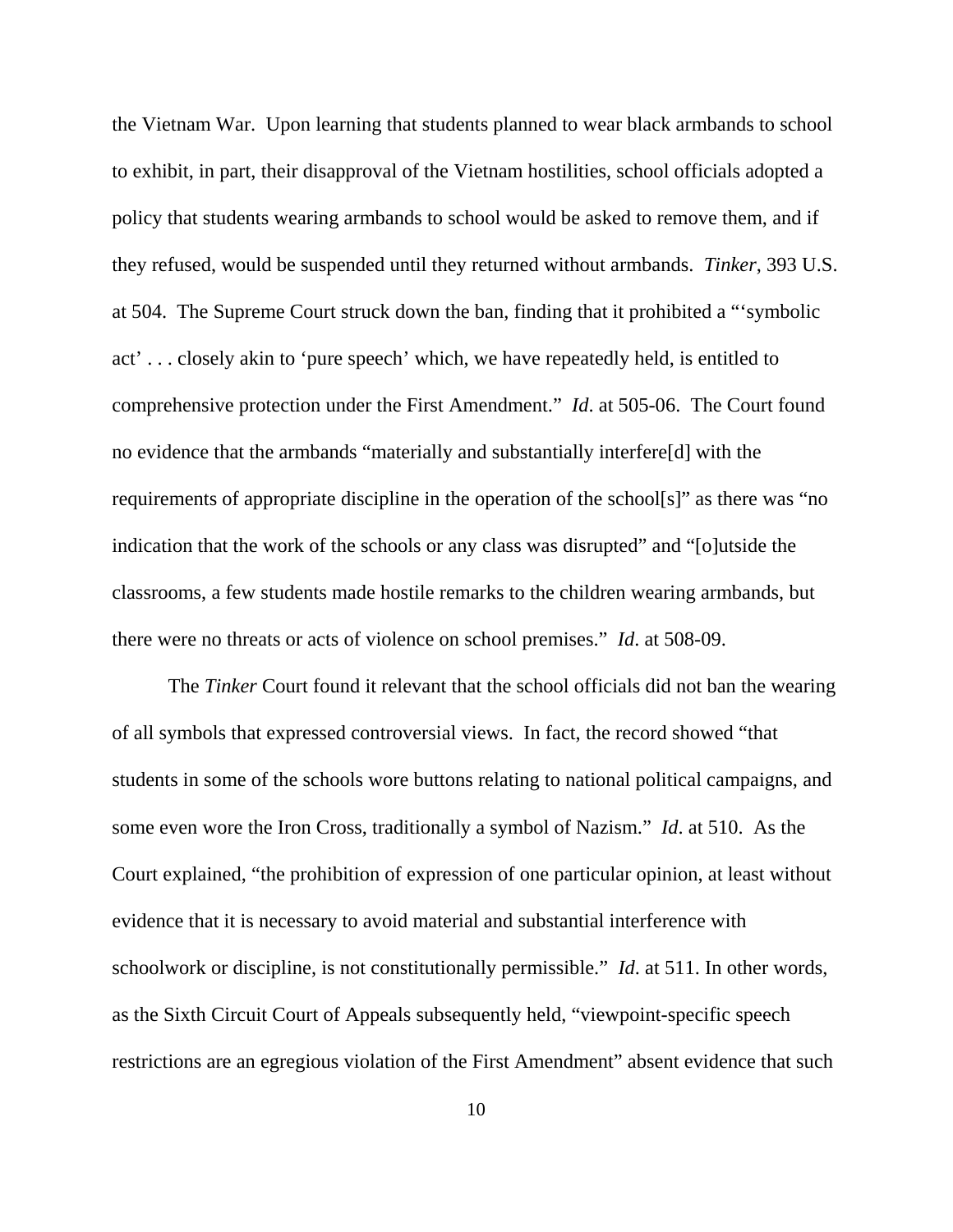the Vietnam War. Upon learning that students planned to wear black armbands to school to exhibit, in part, their disapproval of the Vietnam hostilities, school officials adopted a policy that students wearing armbands to school would be asked to remove them, and if they refused, would be suspended until they returned without armbands. *Tinker*, 393 U.S. at 504. The Supreme Court struck down the ban, finding that it prohibited a "'symbolic act' . . . closely akin to 'pure speech' which, we have repeatedly held, is entitled to comprehensive protection under the First Amendment." *Id*. at 505-06. The Court found no evidence that the armbands "materially and substantially interfere[d] with the requirements of appropriate discipline in the operation of the school[s]" as there was "no indication that the work of the schools or any class was disrupted" and "[o]utside the classrooms, a few students made hostile remarks to the children wearing armbands, but there were no threats or acts of violence on school premises." *Id*. at 508-09.

The *Tinker* Court found it relevant that the school officials did not ban the wearing of all symbols that expressed controversial views. In fact, the record showed "that students in some of the schools wore buttons relating to national political campaigns, and some even wore the Iron Cross, traditionally a symbol of Nazism." *Id*. at 510. As the Court explained, "the prohibition of expression of one particular opinion, at least without evidence that it is necessary to avoid material and substantial interference with schoolwork or discipline, is not constitutionally permissible." *Id*. at 511. In other words, as the Sixth Circuit Court of Appeals subsequently held, "viewpoint-specific speech restrictions are an egregious violation of the First Amendment" absent evidence that such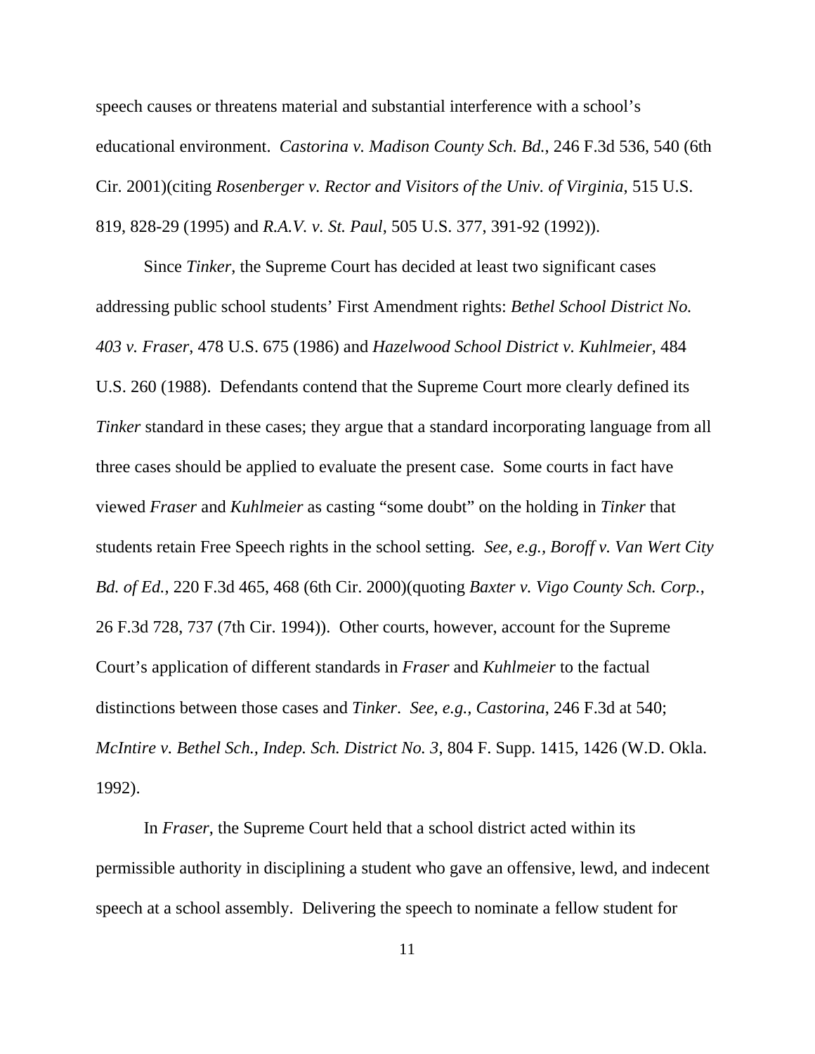speech causes or threatens material and substantial interference with a school's educational environment. *Castorina v. Madison County Sch. Bd.*, 246 F.3d 536, 540 (6th Cir. 2001)(citing *Rosenberger v. Rector and Visitors of the Univ. of Virginia*, 515 U.S. 819, 828-29 (1995) and *R.A.V. v. St. Paul*, 505 U.S. 377, 391-92 (1992)).

Since *Tinker*, the Supreme Court has decided at least two significant cases addressing public school students' First Amendment rights: *Bethel School District No. 403 v. Fraser*, 478 U.S. 675 (1986) and *Hazelwood School District v. Kuhlmeier*, 484 U.S. 260 (1988). Defendants contend that the Supreme Court more clearly defined its *Tinker* standard in these cases; they argue that a standard incorporating language from all three cases should be applied to evaluate the present case. Some courts in fact have viewed *Fraser* and *Kuhlmeier* as casting "some doubt" on the holding in *Tinker* that students retain Free Speech rights in the school setting. *See, e.g., Boroff v. Van Wert City Bd. of Ed.*, 220 F.3d 465, 468 (6th Cir. 2000)(quoting *Baxter v. Vigo County Sch. Corp.*, 26 F.3d 728, 737 (7th Cir. 1994)). Other courts, however, account for the Supreme Court's application of different standards in *Fraser* and *Kuhlmeier* to the factual distinctions between those cases and *Tinker*. *See, e.g., Castorina*, 246 F.3d at 540; *McIntire v. Bethel Sch., Indep. Sch. District No. 3*, 804 F. Supp. 1415, 1426 (W.D. Okla. 1992).

In *Fraser*, the Supreme Court held that a school district acted within its permissible authority in disciplining a student who gave an offensive, lewd, and indecent speech at a school assembly. Delivering the speech to nominate a fellow student for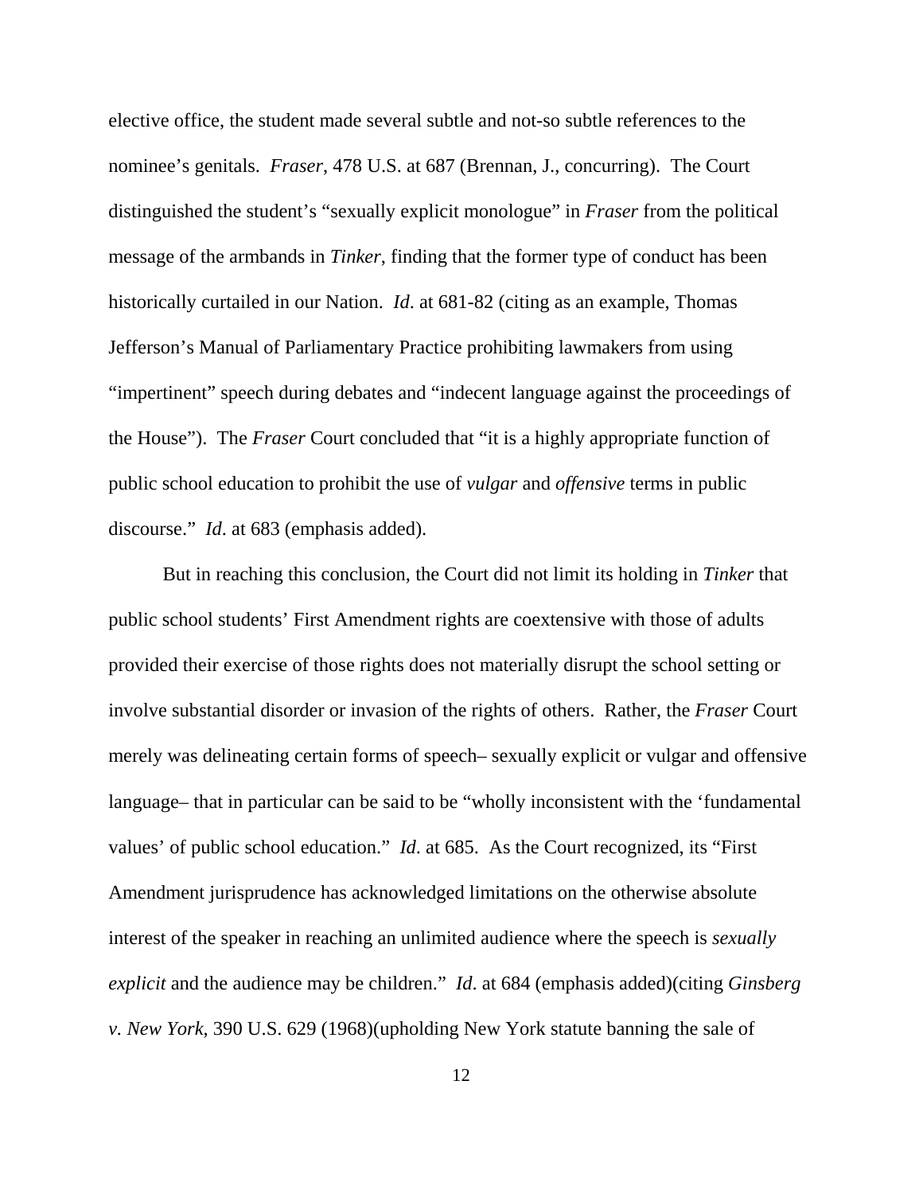elective office, the student made several subtle and not-so subtle references to the nominee's genitals. *Fraser*, 478 U.S. at 687 (Brennan, J., concurring). The Court distinguished the student's "sexually explicit monologue" in *Fraser* from the political message of the armbands in *Tinker*, finding that the former type of conduct has been historically curtailed in our Nation. *Id*. at 681-82 (citing as an example, Thomas Jefferson's Manual of Parliamentary Practice prohibiting lawmakers from using "impertinent" speech during debates and "indecent language against the proceedings of the House"). The *Fraser* Court concluded that "it is a highly appropriate function of public school education to prohibit the use of *vulgar* and *offensive* terms in public discourse." *Id*. at 683 (emphasis added).

But in reaching this conclusion, the Court did not limit its holding in *Tinker* that public school students' First Amendment rights are coextensive with those of adults provided their exercise of those rights does not materially disrupt the school setting or involve substantial disorder or invasion of the rights of others. Rather, the *Fraser* Court merely was delineating certain forms of speech– sexually explicit or vulgar and offensive language– that in particular can be said to be "wholly inconsistent with the 'fundamental values' of public school education." *Id*. at 685. As the Court recognized, its "First Amendment jurisprudence has acknowledged limitations on the otherwise absolute interest of the speaker in reaching an unlimited audience where the speech is *sexually explicit* and the audience may be children." *Id*. at 684 (emphasis added)(citing *Ginsberg v. New York*, 390 U.S. 629 (1968)(upholding New York statute banning the sale of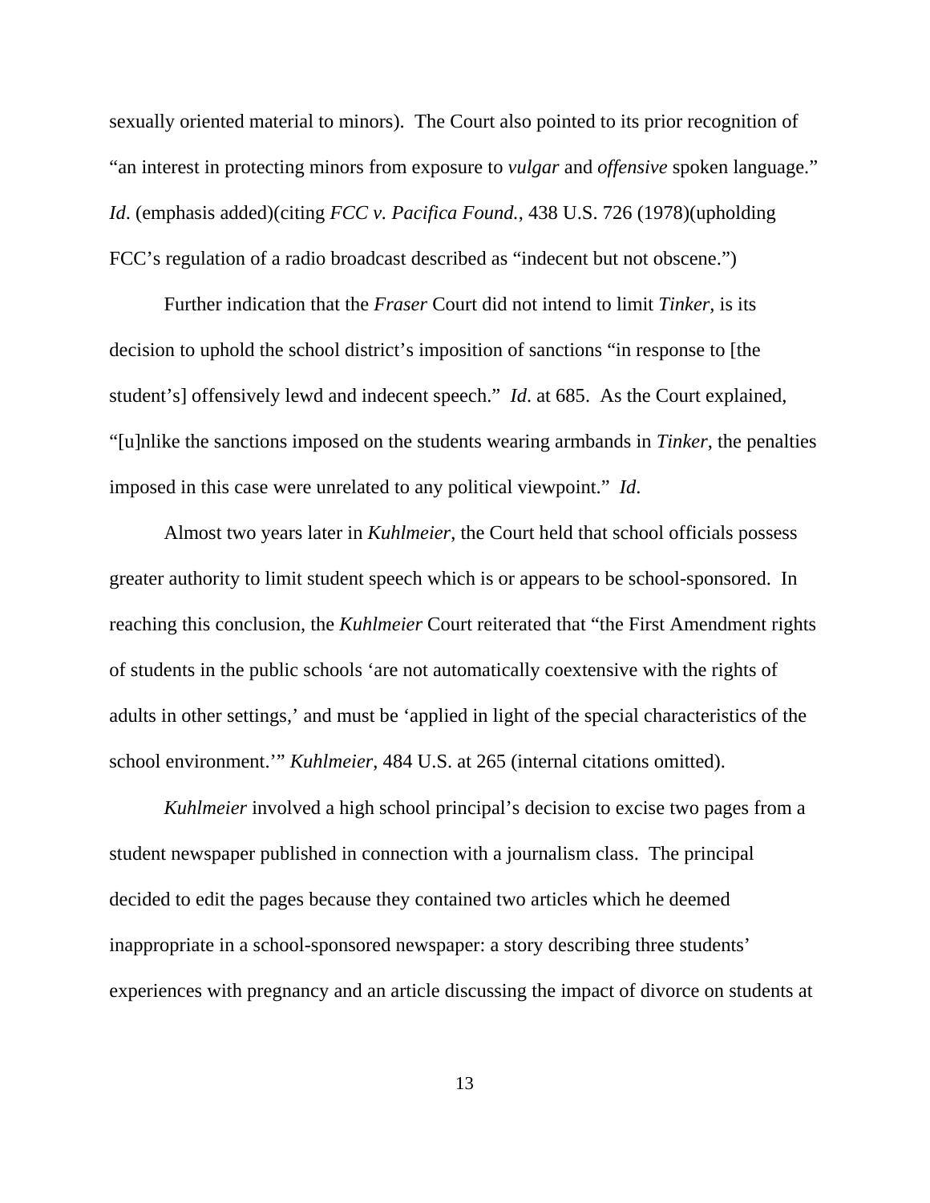sexually oriented material to minors). The Court also pointed to its prior recognition of "an interest in protecting minors from exposure to *vulgar* and *offensive* spoken language." *Id*. (emphasis added)(citing *FCC v. Pacifica Found.*, 438 U.S. 726 (1978)(upholding FCC's regulation of a radio broadcast described as "indecent but not obscene.")

Further indication that the *Fraser* Court did not intend to limit *Tinker*, is its decision to uphold the school district's imposition of sanctions "in response to [the student's] offensively lewd and indecent speech." *Id*. at 685. As the Court explained, "[u]nlike the sanctions imposed on the students wearing armbands in *Tinker*, the penalties imposed in this case were unrelated to any political viewpoint." *Id*.

Almost two years later in *Kuhlmeier*, the Court held that school officials possess greater authority to limit student speech which is or appears to be school-sponsored. In reaching this conclusion, the *Kuhlmeier* Court reiterated that "the First Amendment rights of students in the public schools 'are not automatically coextensive with the rights of adults in other settings,' and must be 'applied in light of the special characteristics of the school environment.'" *Kuhlmeier*, 484 U.S. at 265 (internal citations omitted).

*Kuhlmeier* involved a high school principal's decision to excise two pages from a student newspaper published in connection with a journalism class. The principal decided to edit the pages because they contained two articles which he deemed inappropriate in a school-sponsored newspaper: a story describing three students' experiences with pregnancy and an article discussing the impact of divorce on students at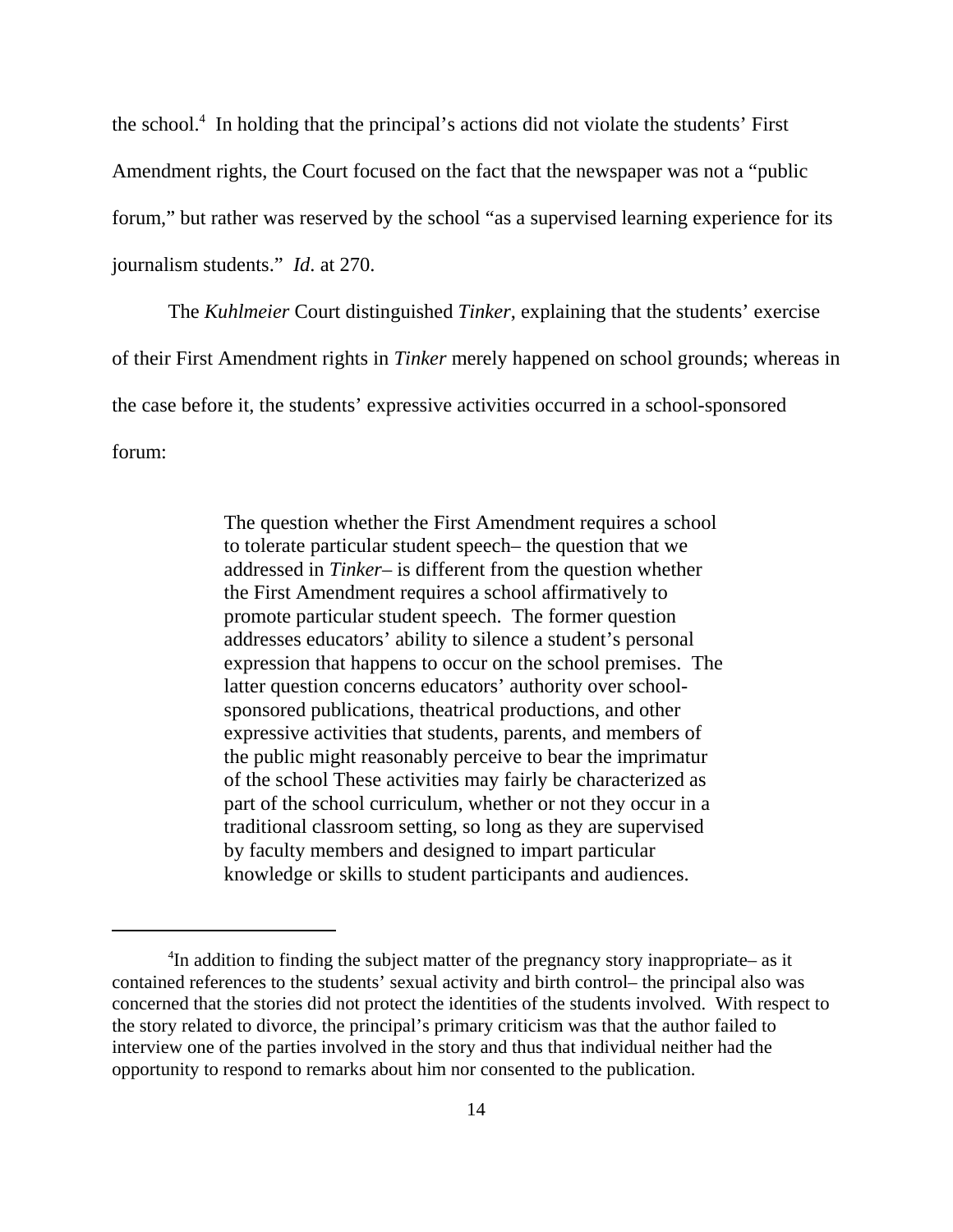the school.[4] In holding that the principal's actions did not violate the students' First Amendment rights, the Court focused on the fact that the newspaper was not a "public forum," but rather was reserved by the school "as a supervised learning experience for its journalism students." *Id*. at 270.

The *Kuhlmeier* Court distinguished *Tinker*, explaining that the students' exercise of their First Amendment rights in *Tinker* merely happened on school grounds; whereas in the case before it, the students' expressive activities occurred in a school-sponsored forum:

> The question whether the First Amendment requires a school to tolerate particular student speech– the question that we addressed in *Tinker*– is different from the question whether the First Amendment requires a school affirmatively to promote particular student speech. The former question addresses educators' ability to silence a student's personal expression that happens to occur on the school premises. The latter question concerns educators' authority over school-sponsored publications, theatrical productions, and other expressive activities that students, parents, and members of the public might reasonably perceive to bear the imprimatur of the school These activities may fairly be characterized as part of the school curriculum, whether or not they occur in a traditional classroom setting, so long as they are supervised by faculty members and designed to impart particular knowledge or skills to student participants and audiences.

---

[4]In addition to finding the subject matter of the pregnancy story inappropriate– as it contained references to the students' sexual activity and birth control– the principal also was concerned that the stories did not protect the identities of the students involved. With respect to the story related to divorce, the principal's primary criticism was that the author failed to interview one of the parties involved in the story and thus that individual neither had the opportunity to respond to remarks about him nor consented to the publication.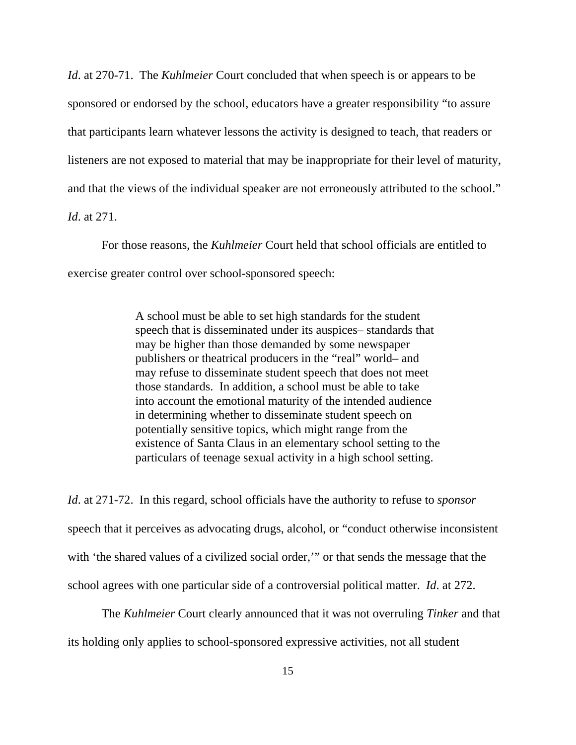*Id*. at 270-71. The *Kuhlmeier* Court concluded that when speech is or appears to be sponsored or endorsed by the school, educators have a greater responsibility "to assure that participants learn whatever lessons the activity is designed to teach, that readers or listeners are not exposed to material that may be inappropriate for their level of maturity, and that the views of the individual speaker are not erroneously attributed to the school." *Id*. at 271.

For those reasons, the *Kuhlmeier* Court held that school officials are entitled to exercise greater control over school-sponsored speech:

> A school must be able to set high standards for the student speech that is disseminated under its auspices– standards that may be higher than those demanded by some newspaper publishers or theatrical producers in the "real" world– and may refuse to disseminate student speech that does not meet those standards. In addition, a school must be able to take into account the emotional maturity of the intended audience in determining whether to disseminate student speech on potentially sensitive topics, which might range from the existence of Santa Claus in an elementary school setting to the particulars of teenage sexual activity in a high school setting.

*Id*. at 271-72. In this regard, school officials have the authority to refuse to *sponsor* speech that it perceives as advocating drugs, alcohol, or "conduct otherwise inconsistent with 'the shared values of a civilized social order,'" or that sends the message that the school agrees with one particular side of a controversial political matter. *Id*. at 272.

The *Kuhlmeier* Court clearly announced that it was not overruling *Tinker* and that its holding only applies to school-sponsored expressive activities, not all student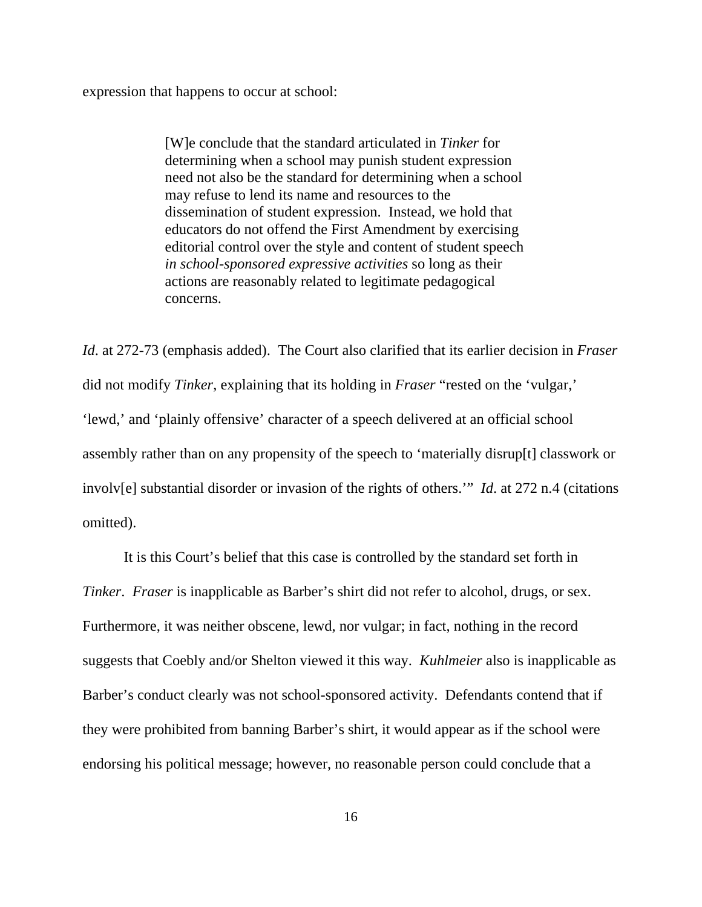expression that happens to occur at school:

> [W]e conclude that the standard articulated in *Tinker* for determining when a school may punish student expression need not also be the standard for determining when a school may refuse to lend its name and resources to the dissemination of student expression. Instead, we hold that educators do not offend the First Amendment by exercising editorial control over the style and content of student speech *in school-sponsored expressive activities* so long as their actions are reasonably related to legitimate pedagogical concerns.

*Id*. at 272-73 (emphasis added). The Court also clarified that its earlier decision in *Fraser* did not modify *Tinker*, explaining that its holding in *Fraser* "rested on the 'vulgar,' 'lewd,' and 'plainly offensive' character of a speech delivered at an official school assembly rather than on any propensity of the speech to 'materially disrup[t] classwork or involv[e] substantial disorder or invasion of the rights of others.'" *Id*. at 272 n.4 (citations omitted).

It is this Court's belief that this case is controlled by the standard set forth in *Tinker*. *Fraser* is inapplicable as Barber's shirt did not refer to alcohol, drugs, or sex. Furthermore, it was neither obscene, lewd, nor vulgar; in fact, nothing in the record suggests that Coebly and/or Shelton viewed it this way. *Kuhlmeier* also is inapplicable as Barber's conduct clearly was not school-sponsored activity. Defendants contend that if they were prohibited from banning Barber's shirt, it would appear as if the school were endorsing his political message; however, no reasonable person could conclude that a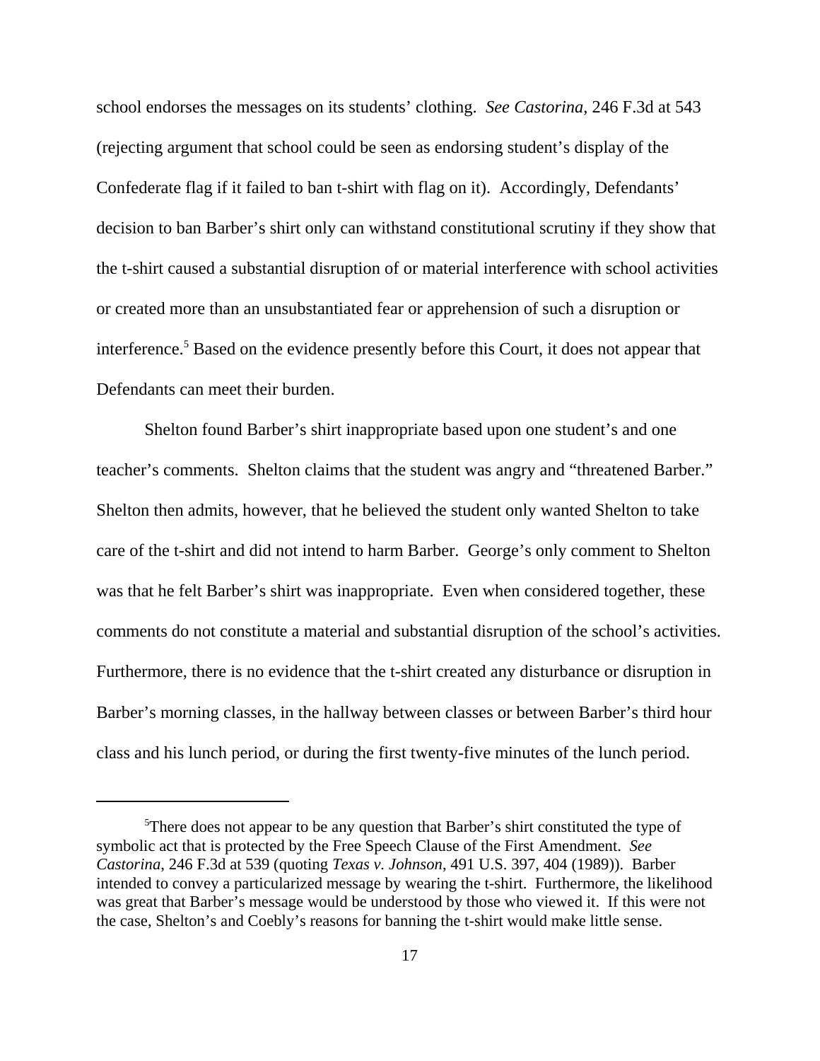school endorses the messages on its students' clothing. *See Castorina*, 246 F.3d at 543 (rejecting argument that school could be seen as endorsing student's display of the Confederate flag if it failed to ban t-shirt with flag on it). Accordingly, Defendants' decision to ban Barber's shirt only can withstand constitutional scrutiny if they show that the t-shirt caused a substantial disruption of or material interference with school activities or created more than an unsubstantiated fear or apprehension of such a disruption or interference.[5] Based on the evidence presently before this Court, it does not appear that Defendants can meet their burden.

Shelton found Barber's shirt inappropriate based upon one student's and one teacher's comments. Shelton claims that the student was angry and "threatened Barber." Shelton then admits, however, that he believed the student only wanted Shelton to take care of the t-shirt and did not intend to harm Barber. George's only comment to Shelton was that he felt Barber's shirt was inappropriate. Even when considered together, these comments do not constitute a material and substantial disruption of the school's activities. Furthermore, there is no evidence that the t-shirt created any disturbance or disruption in Barber's morning classes, in the hallway between classes or between Barber's third hour class and his lunch period, or during the first twenty-five minutes of the lunch period.

---

[5]There does not appear to be any question that Barber's shirt constituted the type of symbolic act that is protected by the Free Speech Clause of the First Amendment. *See Castorina*, 246 F.3d at 539 (quoting *Texas v. Johnson*, 491 U.S. 397, 404 (1989)). Barber intended to convey a particularized message by wearing the t-shirt. Furthermore, the likelihood was great that Barber's message would be understood by those who viewed it. If this were not the case, Shelton's and Coebly's reasons for banning the t-shirt would make little sense.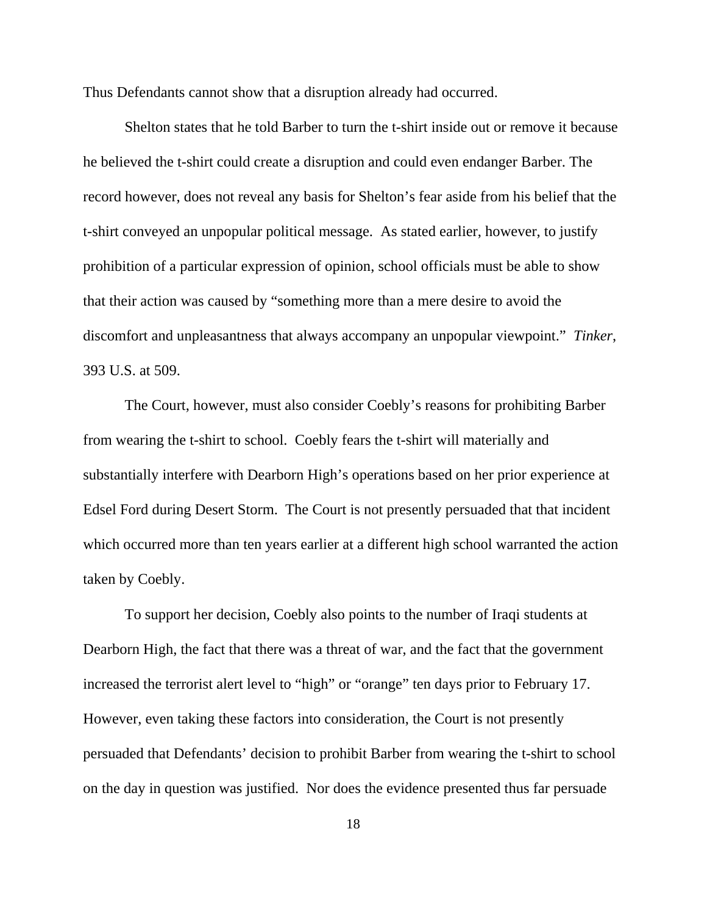Thus Defendants cannot show that a disruption already had occurred.

Shelton states that he told Barber to turn the t-shirt inside out or remove it because he believed the t-shirt could create a disruption and could even endanger Barber. The record however, does not reveal any basis for Shelton's fear aside from his belief that the t-shirt conveyed an unpopular political message. As stated earlier, however, to justify prohibition of a particular expression of opinion, school officials must be able to show that their action was caused by "something more than a mere desire to avoid the discomfort and unpleasantness that always accompany an unpopular viewpoint." *Tinker*, 393 U.S. at 509.

The Court, however, must also consider Coebly's reasons for prohibiting Barber from wearing the t-shirt to school. Coebly fears the t-shirt will materially and substantially interfere with Dearborn High's operations based on her prior experience at Edsel Ford during Desert Storm. The Court is not presently persuaded that that incident which occurred more than ten years earlier at a different high school warranted the action taken by Coebly.

To support her decision, Coebly also points to the number of Iraqi students at Dearborn High, the fact that there was a threat of war, and the fact that the government increased the terrorist alert level to "high" or "orange" ten days prior to February 17. However, even taking these factors into consideration, the Court is not presently persuaded that Defendants' decision to prohibit Barber from wearing the t-shirt to school on the day in question was justified. Nor does the evidence presented thus far persuade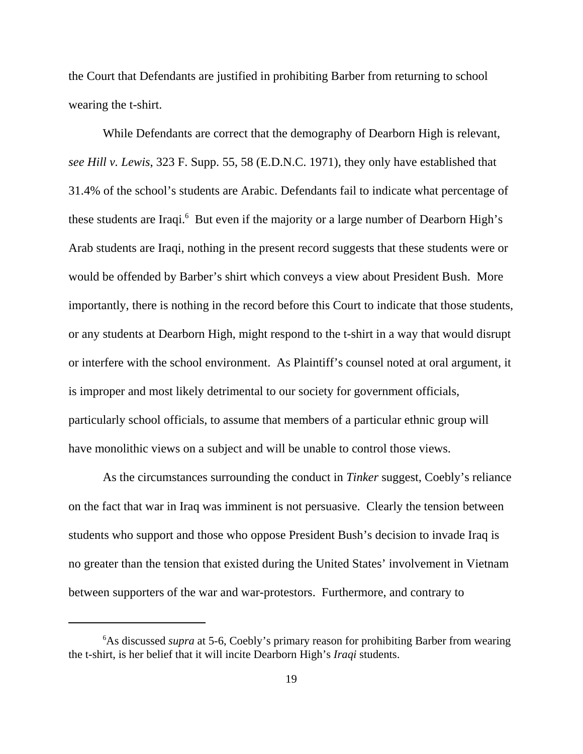the Court that Defendants are justified in prohibiting Barber from returning to school wearing the t-shirt.

While Defendants are correct that the demography of Dearborn High is relevant, *see Hill v. Lewis*, 323 F. Supp. 55, 58 (E.D.N.C. 1971), they only have established that 31.4% of the school's students are Arabic. Defendants fail to indicate what percentage of these students are Iraqi.[6] But even if the majority or a large number of Dearborn High's Arab students are Iraqi, nothing in the present record suggests that these students were or would be offended by Barber's shirt which conveys a view about President Bush. More importantly, there is nothing in the record before this Court to indicate that those students, or any students at Dearborn High, might respond to the t-shirt in a way that would disrupt or interfere with the school environment. As Plaintiff's counsel noted at oral argument, it is improper and most likely detrimental to our society for government officials, particularly school officials, to assume that members of a particular ethnic group will have monolithic views on a subject and will be unable to control those views.

As the circumstances surrounding the conduct in *Tinker* suggest, Coebly's reliance on the fact that war in Iraq was imminent is not persuasive. Clearly the tension between students who support and those who oppose President Bush's decision to invade Iraq is no greater than the tension that existed during the United States' involvement in Vietnam between supporters of the war and war-protestors. Furthermore, and contrary to

---

[6]As discussed *supra* at 5-6, Coebly's primary reason for prohibiting Barber from wearing the t-shirt, is her belief that it will incite Dearborn High's *Iraqi* students.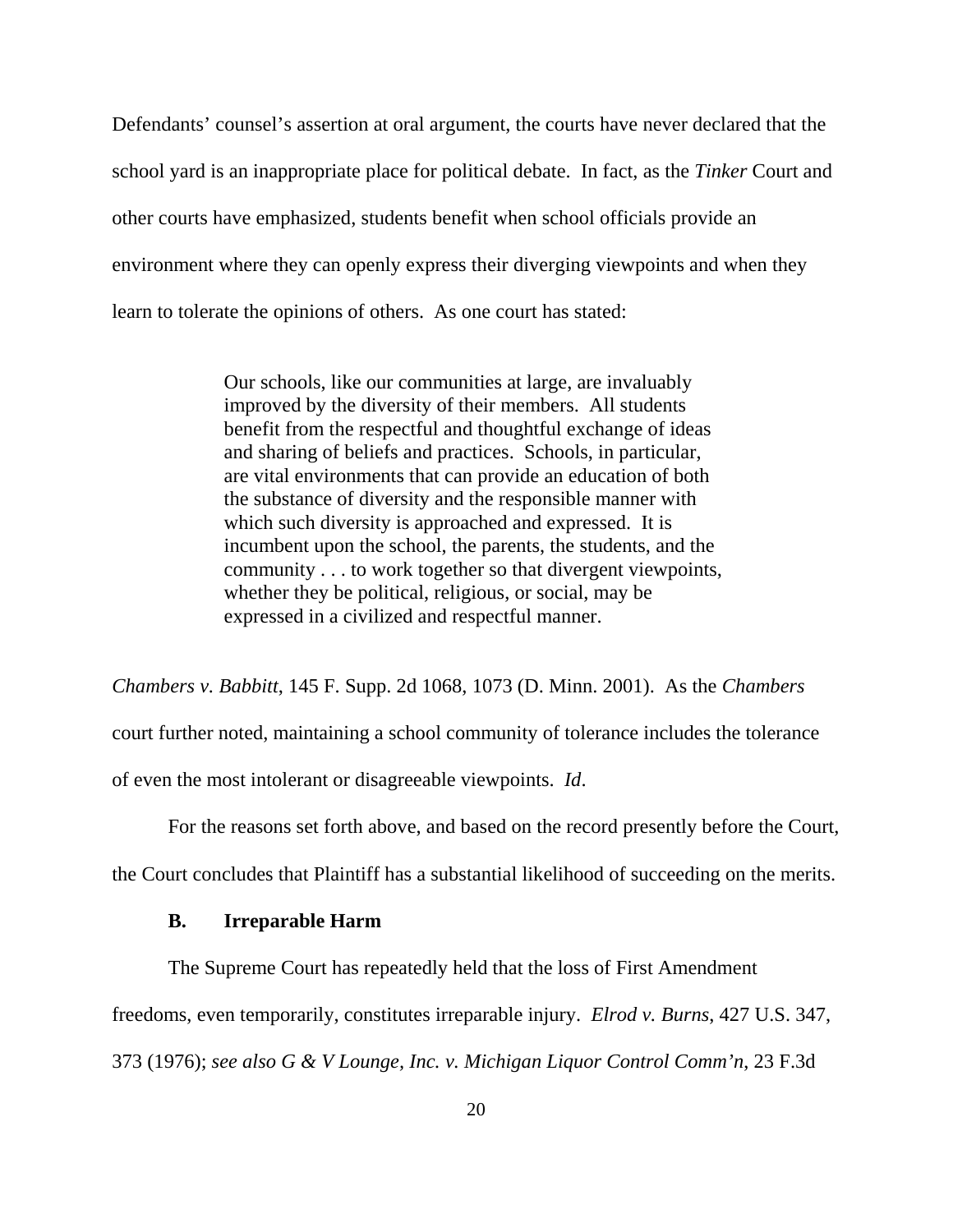Defendants' counsel's assertion at oral argument, the courts have never declared that the school yard is an inappropriate place for political debate. In fact, as the *Tinker* Court and other courts have emphasized, students benefit when school officials provide an environment where they can openly express their diverging viewpoints and when they learn to tolerate the opinions of others. As one court has stated:

> Our schools, like our communities at large, are invaluably improved by the diversity of their members. All students benefit from the respectful and thoughtful exchange of ideas and sharing of beliefs and practices. Schools, in particular, are vital environments that can provide an education of both the substance of diversity and the responsible manner with which such diversity is approached and expressed. It is incumbent upon the school, the parents, the students, and the community . . . to work together so that divergent viewpoints, whether they be political, religious, or social, may be expressed in a civilized and respectful manner.

*Chambers v. Babbitt*, 145 F. Supp. 2d 1068, 1073 (D. Minn. 2001). As the *Chambers* court further noted, maintaining a school community of tolerance includes the tolerance of even the most intolerant or disagreeable viewpoints. *Id*.

For the reasons set forth above, and based on the record presently before the Court, the Court concludes that Plaintiff has a substantial likelihood of succeeding on the merits.

### B. Irreparable Harm

The Supreme Court has repeatedly held that the loss of First Amendment freedoms, even temporarily, constitutes irreparable injury. *Elrod v. Burns*, 427 U.S. 347, 373 (1976); *see also G & V Lounge, Inc. v. Michigan Liquor Control Comm'n*, 23 F.3d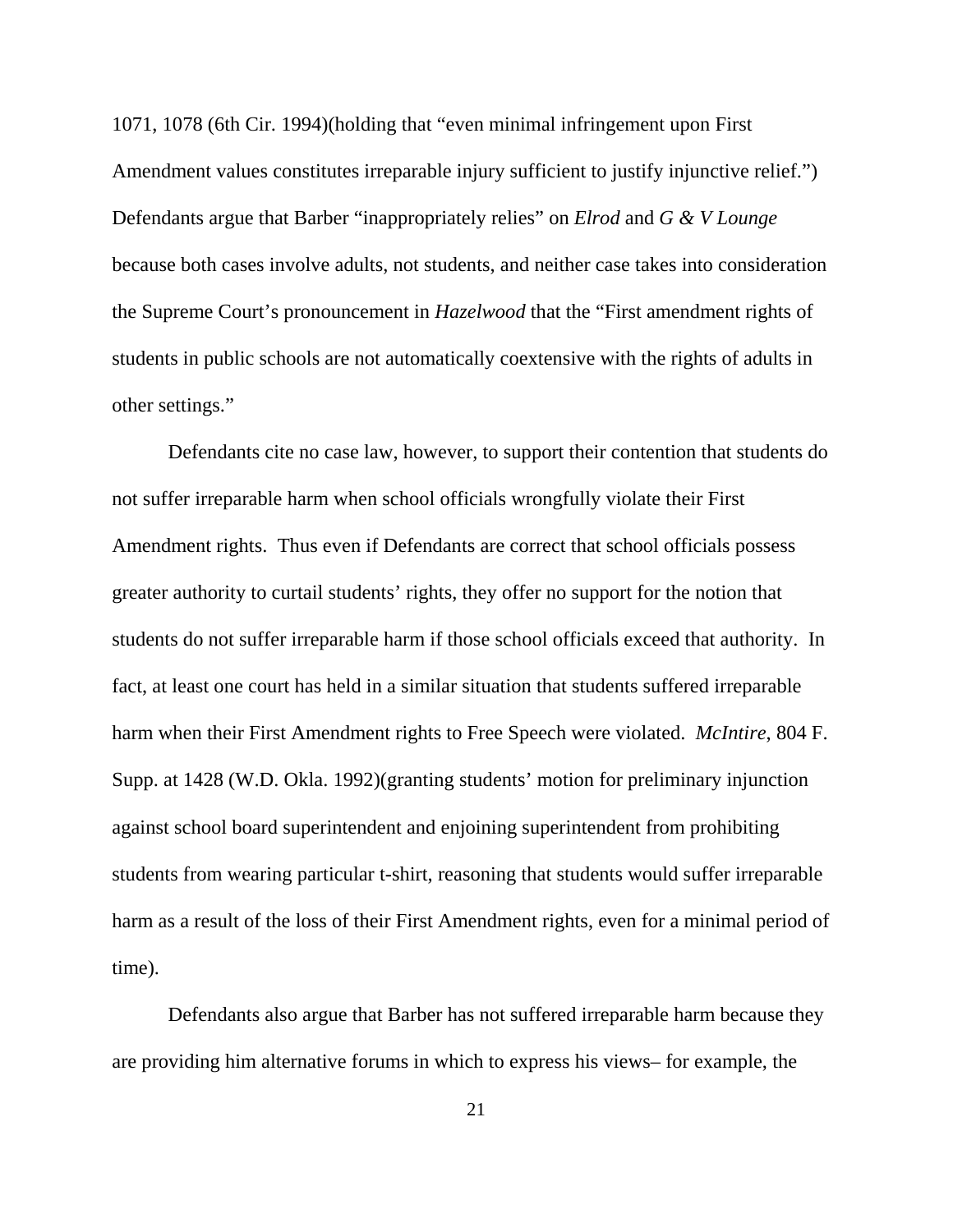1071, 1078 (6th Cir. 1994)(holding that "even minimal infringement upon First Amendment values constitutes irreparable injury sufficient to justify injunctive relief.") Defendants argue that Barber "inappropriately relies" on *Elrod* and *G & V Lounge* because both cases involve adults, not students, and neither case takes into consideration the Supreme Court's pronouncement in *Hazelwood* that the "First amendment rights of students in public schools are not automatically coextensive with the rights of adults in other settings."

Defendants cite no case law, however, to support their contention that students do not suffer irreparable harm when school officials wrongfully violate their First Amendment rights. Thus even if Defendants are correct that school officials possess greater authority to curtail students' rights, they offer no support for the notion that students do not suffer irreparable harm if those school officials exceed that authority. In fact, at least one court has held in a similar situation that students suffered irreparable harm when their First Amendment rights to Free Speech were violated. *McIntire*, 804 F. Supp. at 1428 (W.D. Okla. 1992)(granting students' motion for preliminary injunction against school board superintendent and enjoining superintendent from prohibiting students from wearing particular t-shirt, reasoning that students would suffer irreparable harm as a result of the loss of their First Amendment rights, even for a minimal period of time).

Defendants also argue that Barber has not suffered irreparable harm because they are providing him alternative forums in which to express his views– for example, the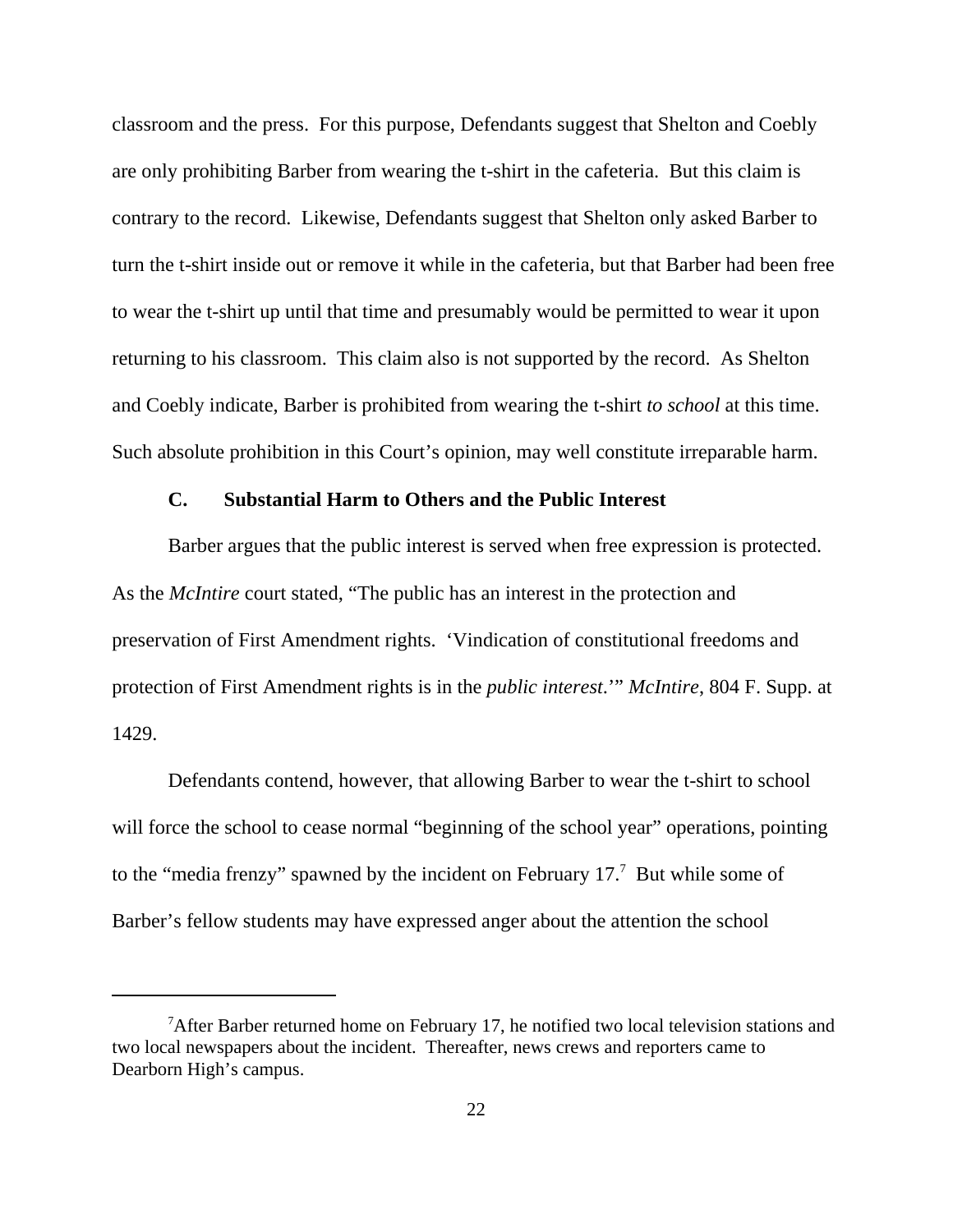classroom and the press. For this purpose, Defendants suggest that Shelton and Coebly are only prohibiting Barber from wearing the t-shirt in the cafeteria. But this claim is contrary to the record. Likewise, Defendants suggest that Shelton only asked Barber to turn the t-shirt inside out or remove it while in the cafeteria, but that Barber had been free to wear the t-shirt up until that time and presumably would be permitted to wear it upon returning to his classroom. This claim also is not supported by the record. As Shelton and Coebly indicate, Barber is prohibited from wearing the t-shirt *to school* at this time. Such absolute prohibition in this Court's opinion, may well constitute irreparable harm.

### C. Substantial Harm to Others and the Public Interest

Barber argues that the public interest is served when free expression is protected. As the *McIntire* court stated, "The public has an interest in the protection and preservation of First Amendment rights. 'Vindication of constitutional freedoms and protection of First Amendment rights is in the *public interest*.'" *McIntire*, 804 F. Supp. at 1429.

Defendants contend, however, that allowing Barber to wear the t-shirt to school will force the school to cease normal "beginning of the school year" operations, pointing to the "media frenzy" spawned by the incident on February 17.[7] But while some of Barber's fellow students may have expressed anger about the attention the school

[7] After Barber returned home on February 17, he notified two local television stations and two local newspapers about the incident. Thereafter, news crews and reporters came to Dearborn High's campus.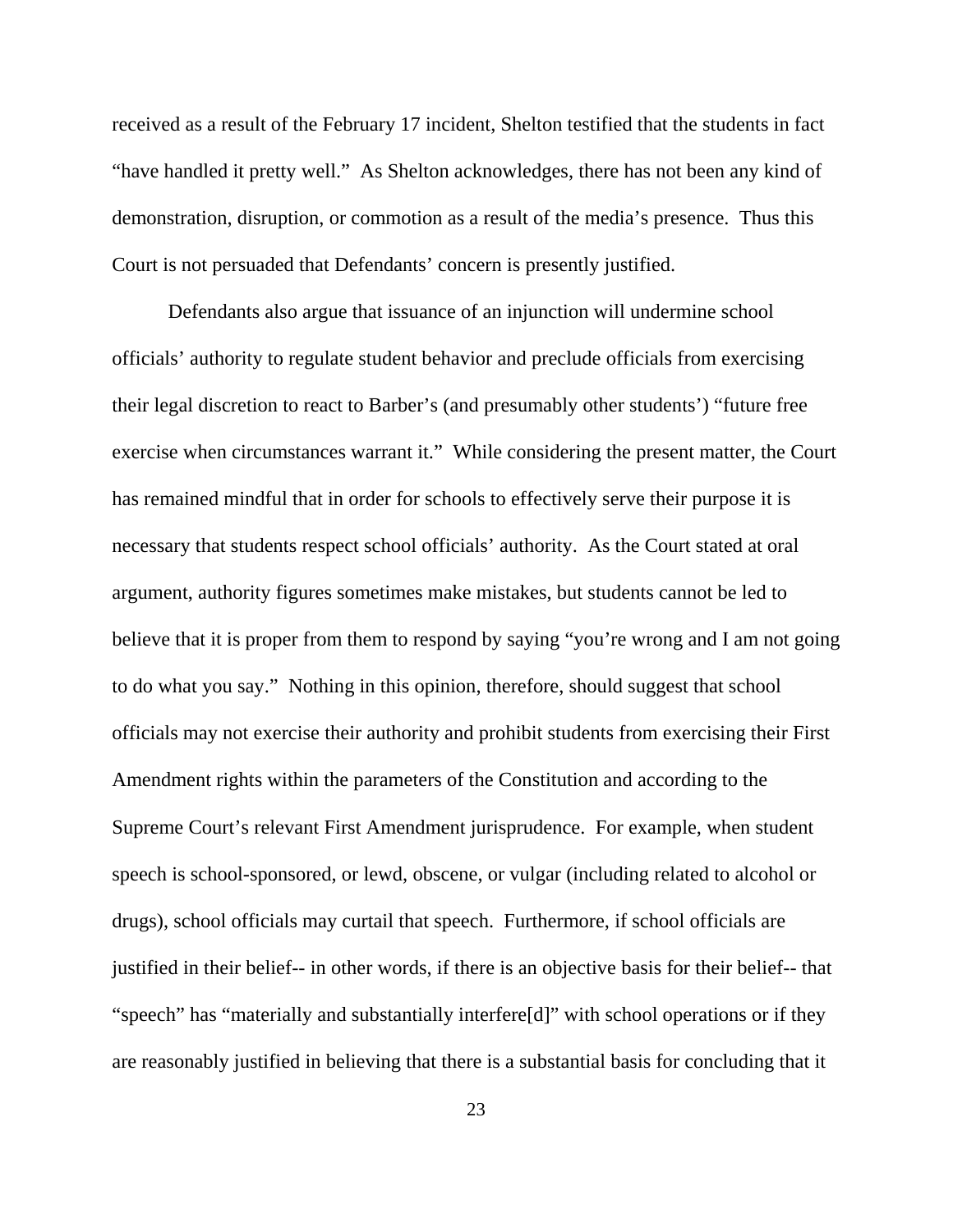received as a result of the February 17 incident, Shelton testified that the students in fact "have handled it pretty well." As Shelton acknowledges, there has not been any kind of demonstration, disruption, or commotion as a result of the media's presence. Thus this Court is not persuaded that Defendants' concern is presently justified.

Defendants also argue that issuance of an injunction will undermine school officials' authority to regulate student behavior and preclude officials from exercising their legal discretion to react to Barber's (and presumably other students') "future free exercise when circumstances warrant it." While considering the present matter, the Court has remained mindful that in order for schools to effectively serve their purpose it is necessary that students respect school officials' authority. As the Court stated at oral argument, authority figures sometimes make mistakes, but students cannot be led to believe that it is proper from them to respond by saying "you're wrong and I am not going to do what you say." Nothing in this opinion, therefore, should suggest that school officials may not exercise their authority and prohibit students from exercising their First Amendment rights within the parameters of the Constitution and according to the Supreme Court's relevant First Amendment jurisprudence. For example, when student speech is school-sponsored, or lewd, obscene, or vulgar (including related to alcohol or drugs), school officials may curtail that speech. Furthermore, if school officials are justified in their belief-- in other words, if there is an objective basis for their belief-- that "speech" has "materially and substantially interfere[d]" with school operations or if they are reasonably justified in believing that there is a substantial basis for concluding that it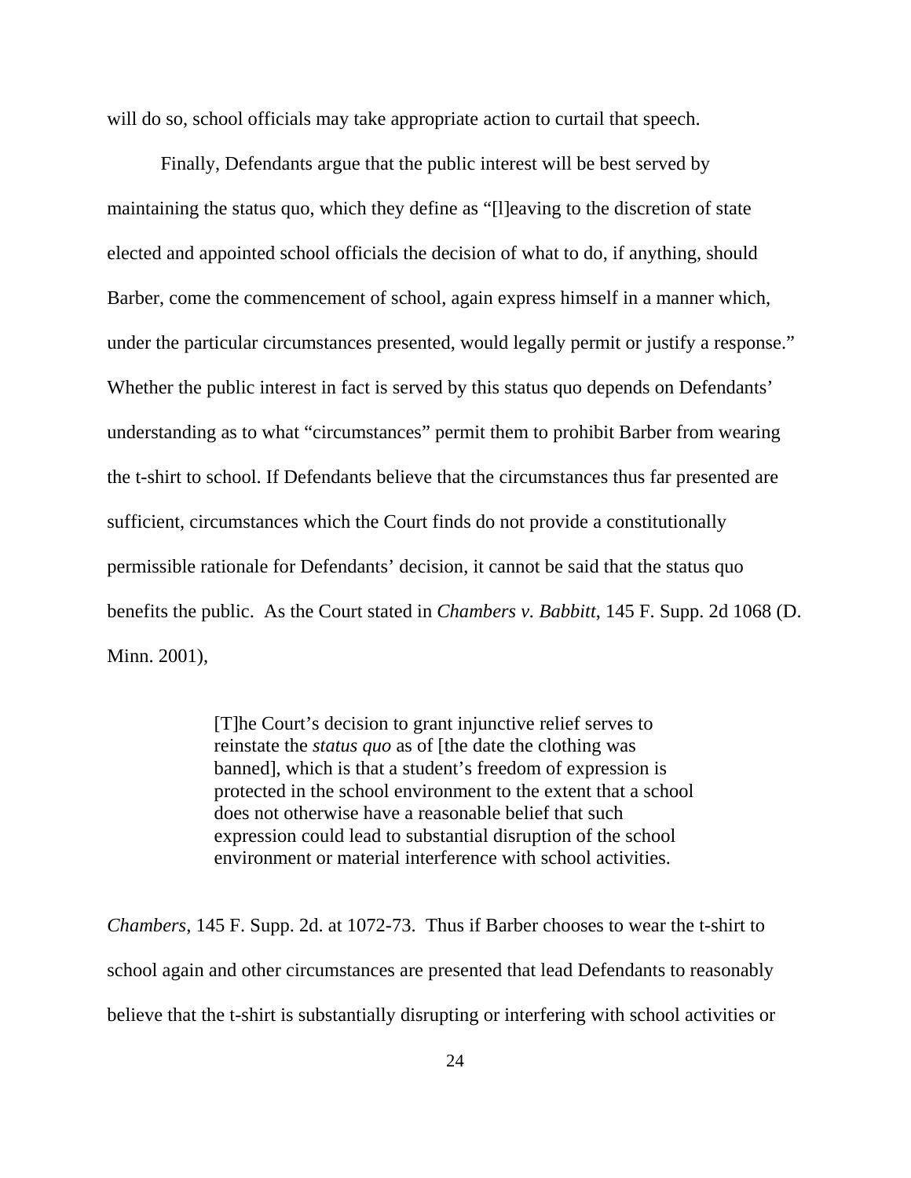will do so, school officials may take appropriate action to curtail that speech.

Finally, Defendants argue that the public interest will be best served by maintaining the status quo, which they define as "[l]eaving to the discretion of state elected and appointed school officials the decision of what to do, if anything, should Barber, come the commencement of school, again express himself in a manner which, under the particular circumstances presented, would legally permit or justify a response." Whether the public interest in fact is served by this status quo depends on Defendants' understanding as to what "circumstances" permit them to prohibit Barber from wearing the t-shirt to school. If Defendants believe that the circumstances thus far presented are sufficient, circumstances which the Court finds do not provide a constitutionally permissible rationale for Defendants' decision, it cannot be said that the status quo benefits the public. As the Court stated in *Chambers v. Babbitt*, 145 F. Supp. 2d 1068 (D. Minn. 2001),

> [T]he Court's decision to grant injunctive relief serves to reinstate the *status quo* as of [the date the clothing was banned], which is that a student's freedom of expression is protected in the school environment to the extent that a school does not otherwise have a reasonable belief that such expression could lead to substantial disruption of the school environment or material interference with school activities.

*Chambers*, 145 F. Supp. 2d. at 1072-73. Thus if Barber chooses to wear the t-shirt to school again and other circumstances are presented that lead Defendants to reasonably believe that the t-shirt is substantially disrupting or interfering with school activities or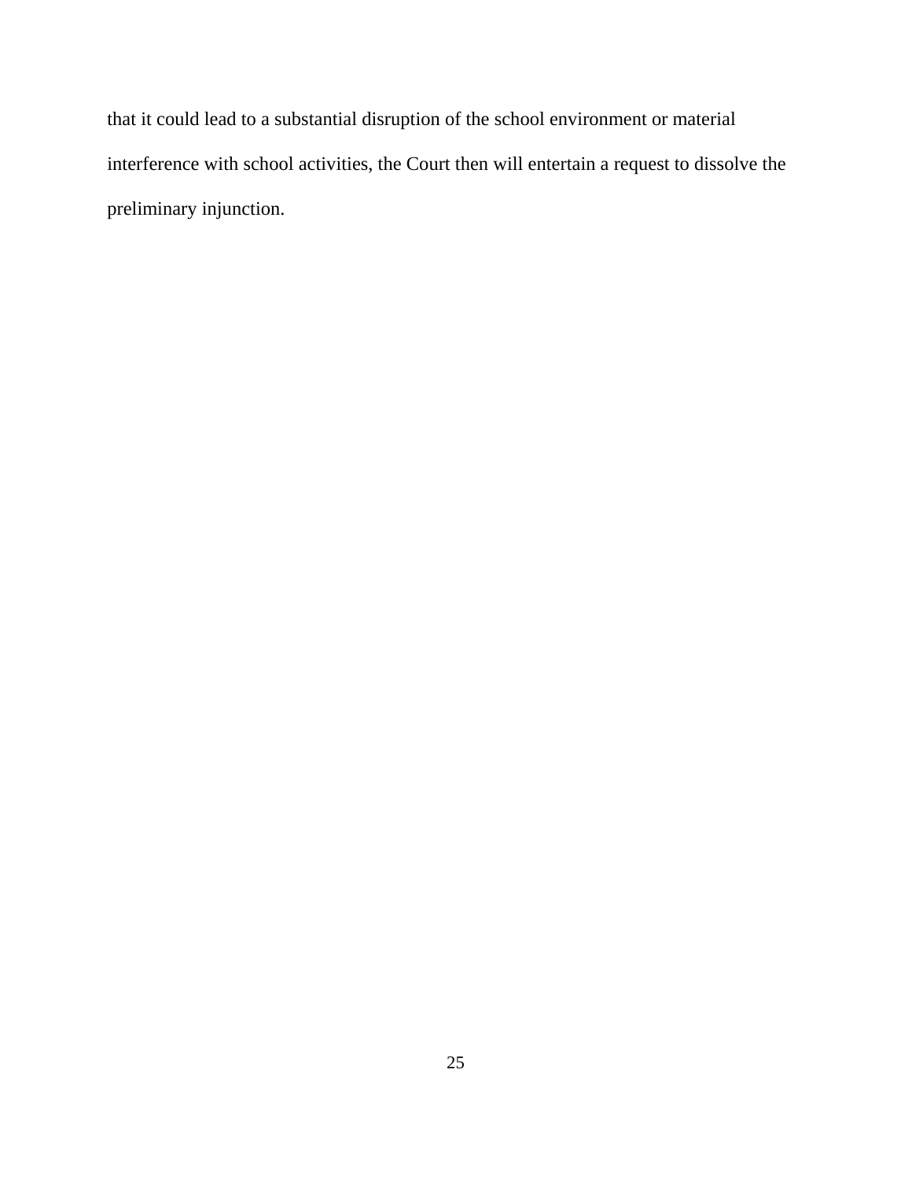that it could lead to a substantial disruption of the school environment or material interference with school activities, the Court then will entertain a request to dissolve the preliminary injunction.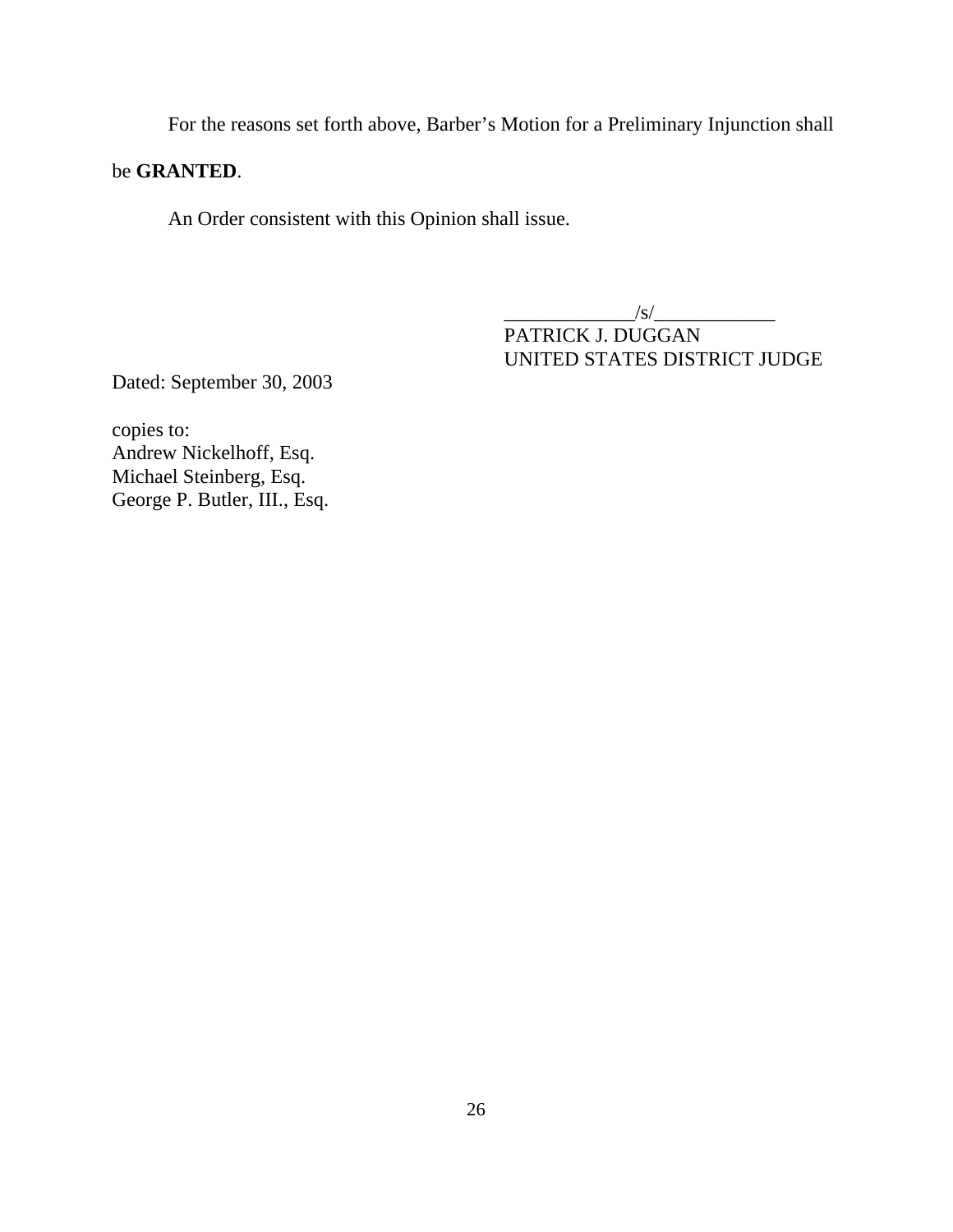For the reasons set forth above, Barber's Motion for a Preliminary Injunction shall be **GRANTED**.

An Order consistent with this Opinion shall issue.

_____________/s/____________
PATRICK J. DUGGAN
UNITED STATES DISTRICT JUDGE

Dated: September 30, 2003

copies to:
Andrew Nickelhoff, Esq.
Michael Steinberg, Esq.
George P. Butler, III., Esq.